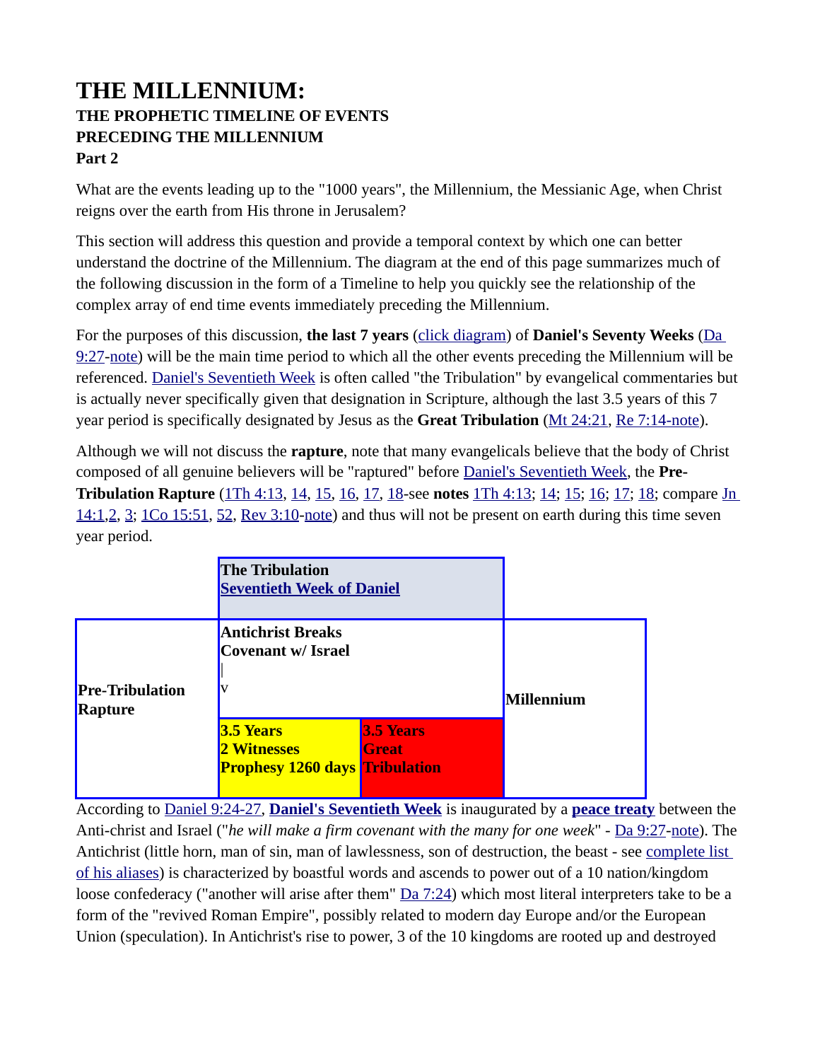# THE MILLENNIUM:

### THE PROPHETIC TIMELINE OF EVENTS PRECEDING THE MILLENNIUM

#### Part 2

What are the events leading up to the "1000 years", the Millennium, the Messianic Age, when Christ reigns over the earth from His throne in Jerusalem?

This section will address this question and provide a temporal context by which one can better understand the doctrine of the Millennium. The diagram at the end of this page summarizes much of the following discussion in the form of a Timeline to help you quickly see the relationship of the complex array of end time events immediately preceding the Millennium.

For the purposes of this discussion, **the last 7 years** (click diagram) of **Daniel's Seventy Weeks** (Da 9:27-note) will be the main time period to which all the other events preceding the Millennium will be referenced. Daniel's Seventieth Week is often called "the Tribulation" by evangelical commentaries but is actually never specifically given that designation in Scripture, although the last 3.5 years of this 7 year period is specifically designated by Jesus as the **Great Tribulation** (Mt 24:21, Re 7:14-note).

Although we will not discuss the **rapture**, note that many evangelicals believe that the body of Christ composed of all genuine believers will be "raptured" before Daniel's Seventieth Week, the **Pre-Tribulation Rapture** (1Th 4:13, 14, 15, 16, 17, 18-see **notes** 1Th 4:13; 14; 15; 16; 17; 18; compare Jn 14:1,2, 3; 1Co 15:51, 52, Rev 3:10-note) and thus will not be present on earth during this time seven year period.

| | **The Tribulation**<br>**Seventieth Week of Daniel** | | |
|---|---|---|---|
| **Pre-Tribulation Rapture** | **Antichrist Breaks Covenant w/ Israel**<br>\|<br>v | | **Millennium** |
| | **3.5 Years**<br>**2 Witnesses**<br>**Prophesy 1260 days** | **3.5 Years**<br>**Great Tribulation** | |

According to Daniel 9:24-27, **Daniel's Seventieth Week** is inaugurated by a **peace treaty** between the Anti-christ and Israel ("*he will make a firm covenant with the many for one week*" - Da 9:27-note). The Antichrist (little horn, man of sin, man of lawlessness, son of destruction, the beast - see complete list of his aliases) is characterized by boastful words and ascends to power out of a 10 nation/kingdom loose confederacy ("another will arise after them" Da 7:24) which most literal interpreters take to be a form of the "revived Roman Empire", possibly related to modern day Europe and/or the European Union (speculation). In Antichrist's rise to power, 3 of the 10 kingdoms are rooted up and destroyed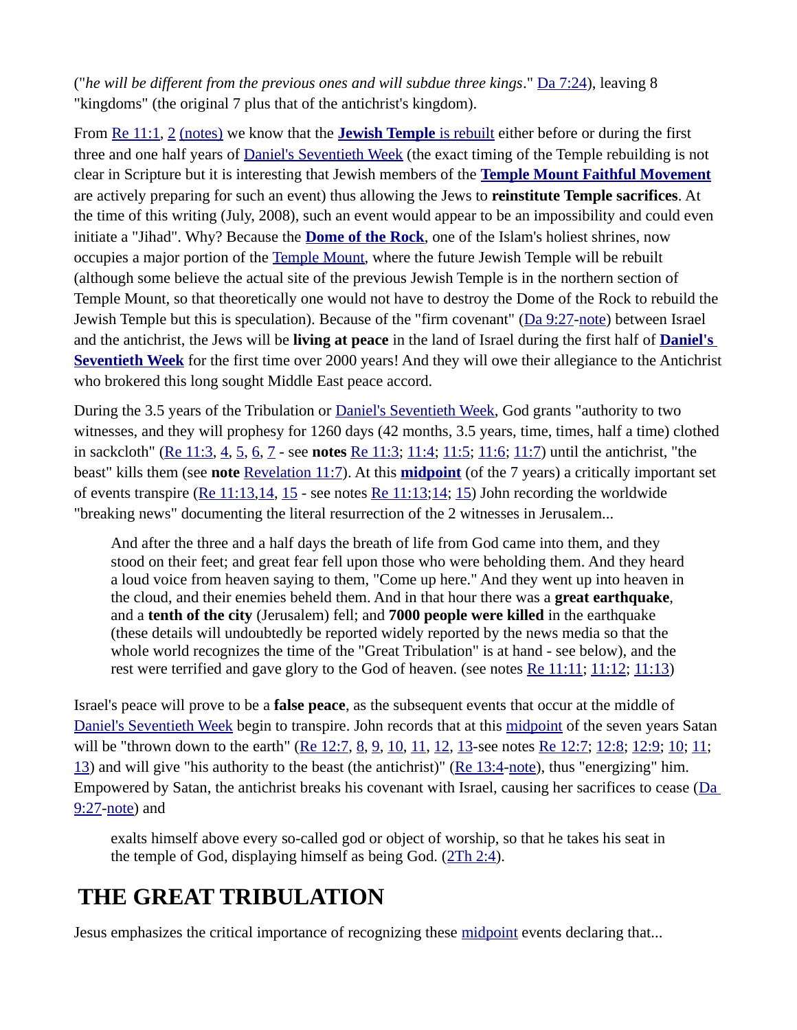("*he will be different from the previous ones and will subdue three kings*." Da 7:24), leaving 8 "kingdoms" (the original 7 plus that of the antichrist's kingdom).

From Re 11:1, 2 (notes) we know that the **Jewish Temple** is rebuilt either before or during the first three and one half years of Daniel's Seventieth Week (the exact timing of the Temple rebuilding is not clear in Scripture but it is interesting that Jewish members of the **Temple Mount Faithful Movement** are actively preparing for such an event) thus allowing the Jews to **reinstitute Temple sacrifices**. At the time of this writing (July, 2008), such an event would appear to be an impossibility and could even initiate a "Jihad". Why? Because the **Dome of the Rock**, one of the Islam's holiest shrines, now occupies a major portion of the Temple Mount, where the future Jewish Temple will be rebuilt (although some believe the actual site of the previous Jewish Temple is in the northern section of Temple Mount, so that theoretically one would not have to destroy the Dome of the Rock to rebuild the Jewish Temple but this is speculation). Because of the "firm covenant" (Da 9:27-note) between Israel and the antichrist, the Jews will be **living at peace** in the land of Israel during the first half of **Daniel's Seventieth Week** for the first time over 2000 years! And they will owe their allegiance to the Antichrist who brokered this long sought Middle East peace accord.

During the 3.5 years of the Tribulation or Daniel's Seventieth Week, God grants "authority to two witnesses, and they will prophesy for 1260 days (42 months, 3.5 years, time, times, half a time) clothed in sackcloth" (Re 11:3, 4, 5, 6, 7 - see **notes** Re 11:3; 11:4; 11:5; 11:6; 11:7) until the antichrist, "the beast" kills them (see **note** Revelation 11:7). At this **midpoint** (of the 7 years) a critically important set of events transpire (Re 11:13,14, 15 - see notes Re 11:13;14; 15) John recording the worldwide "breaking news" documenting the literal resurrection of the 2 witnesses in Jerusalem...

> And after the three and a half days the breath of life from God came into them, and they stood on their feet; and great fear fell upon those who were beholding them. And they heard a loud voice from heaven saying to them, "Come up here." And they went up into heaven in the cloud, and their enemies beheld them. And in that hour there was a **great earthquake**, and a **tenth of the city** (Jerusalem) fell; and **7000 people were killed** in the earthquake (these details will undoubtedly be reported widely reported by the news media so that the whole world recognizes the time of the "Great Tribulation" is at hand - see below), and the rest were terrified and gave glory to the God of heaven. (see notes Re 11:11; 11:12; 11:13)

Israel's peace will prove to be a **false peace**, as the subsequent events that occur at the middle of Daniel's Seventieth Week begin to transpire. John records that at this midpoint of the seven years Satan will be "thrown down to the earth" (Re 12:7, 8, 9, 10, 11, 12, 13-see notes Re 12:7; 12:8; 12:9; 10; 11; 13) and will give "his authority to the beast (the antichrist)" (Re 13:4-note), thus "energizing" him. Empowered by Satan, the antichrist breaks his covenant with Israel, causing her sacrifices to cease (Da 9:27-note) and

> exalts himself above every so-called god or object of worship, so that he takes his seat in the temple of God, displaying himself as being God. (2Th 2:4).

# THE GREAT TRIBULATION

Jesus emphasizes the critical importance of recognizing these midpoint events declaring that...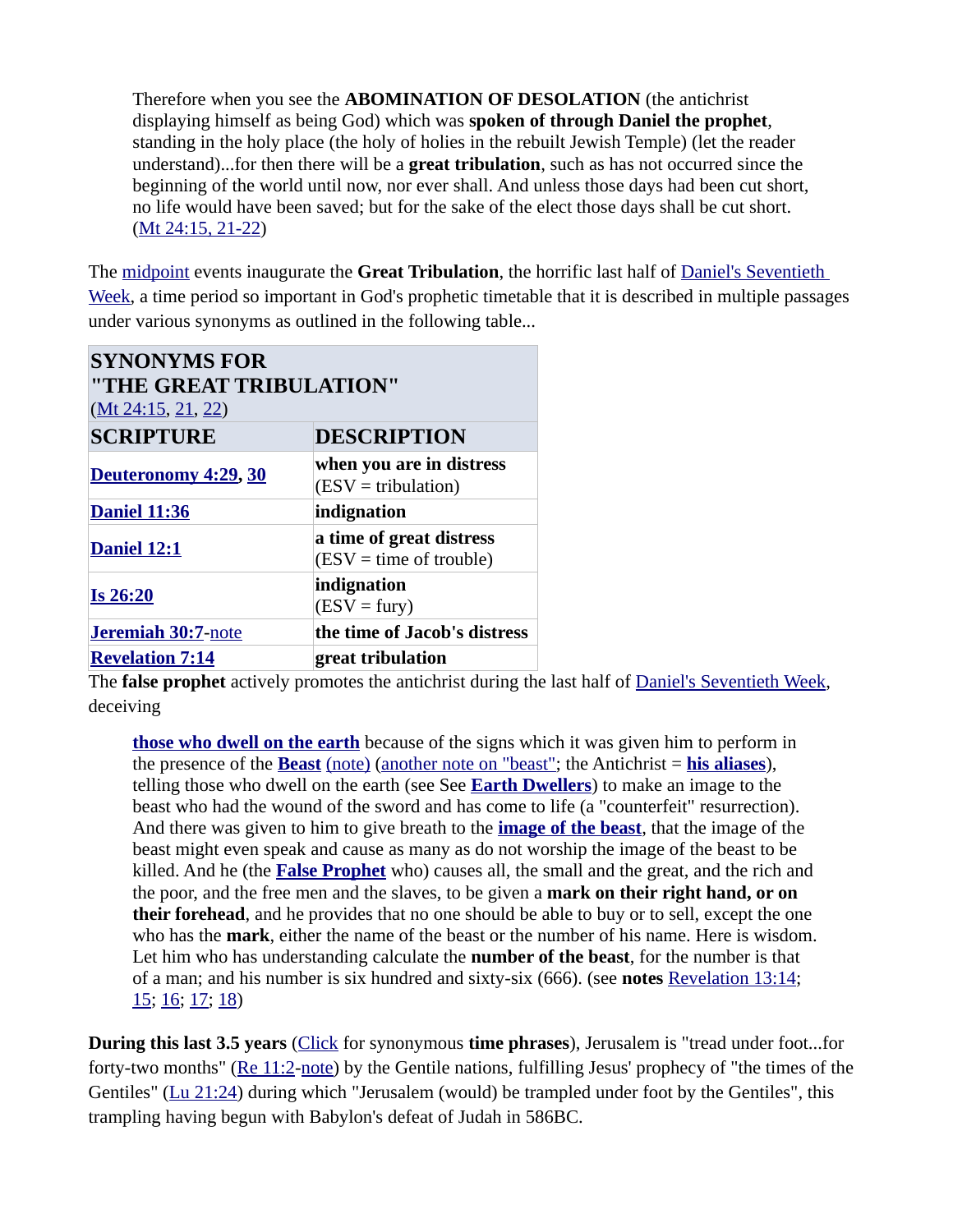> Therefore when you see the **ABOMINATION OF DESOLATION** (the antichrist displaying himself as being God) which was **spoken of through Daniel the prophet**, standing in the holy place (the holy of holies in the rebuilt Jewish Temple) (let the reader understand)...for then there will be a **great tribulation**, such as has not occurred since the beginning of the world until now, nor ever shall. And unless those days had been cut short, no life would have been saved; but for the sake of the elect those days shall be cut short. (Mt 24:15, 21-22)

The midpoint events inaugurate the **Great Tribulation**, the horrific last half of Daniel's Seventieth Week, a time period so important in God's prophetic timetable that it is described in multiple passages under various synonyms as outlined in the following table...

| **SYNONYMS FOR "THE GREAT TRIBULATION"** (Mt 24:15, 21, 22) | |
|---|---|
| **SCRIPTURE** | **DESCRIPTION** |
| **Deuteronomy 4:29, 30** | **when you are in distress** (ESV = tribulation) |
| **Daniel 11:36** | **indignation** |
| **Daniel 12:1** | **a time of great distress** (ESV = time of trouble) |
| **Is 26:20** | **indignation** (ESV = fury) |
| **Jeremiah 30:7**-note | **the time of Jacob's distress** |
| **Revelation 7:14** | **great tribulation** |

The **false prophet** actively promotes the antichrist during the last half of Daniel's Seventieth Week, deceiving

> **those who dwell on the earth** because of the signs which it was given him to perform in the presence of the **Beast** (note) (another note on "beast"; the Antichrist = **his aliases**), telling those who dwell on the earth (see See **Earth Dwellers**) to make an image to the beast who had the wound of the sword and has come to life (a "counterfeit" resurrection). And there was given to him to give breath to the **image of the beast**, that the image of the beast might even speak and cause as many as do not worship the image of the beast to be killed. And he (the **False Prophet** who) causes all, the small and the great, and the rich and the poor, and the free men and the slaves, to be given a **mark on their right hand, or on their forehead**, and he provides that no one should be able to buy or to sell, except the one who has the **mark**, either the name of the beast or the number of his name. Here is wisdom. Let him who has understanding calculate the **number of the beast**, for the number is that of a man; and his number is six hundred and sixty-six (666). (see **notes** Revelation 13:14; 15; 16; 17; 18)

**During this last 3.5 years** (Click for synonymous **time phrases**), Jerusalem is "tread under foot...for forty-two months" (Re 11:2-note) by the Gentile nations, fulfilling Jesus' prophecy of "the times of the Gentiles" (Lu 21:24) during which "Jerusalem (would) be trampled under foot by the Gentiles", this trampling having begun with Babylon's defeat of Judah in 586BC.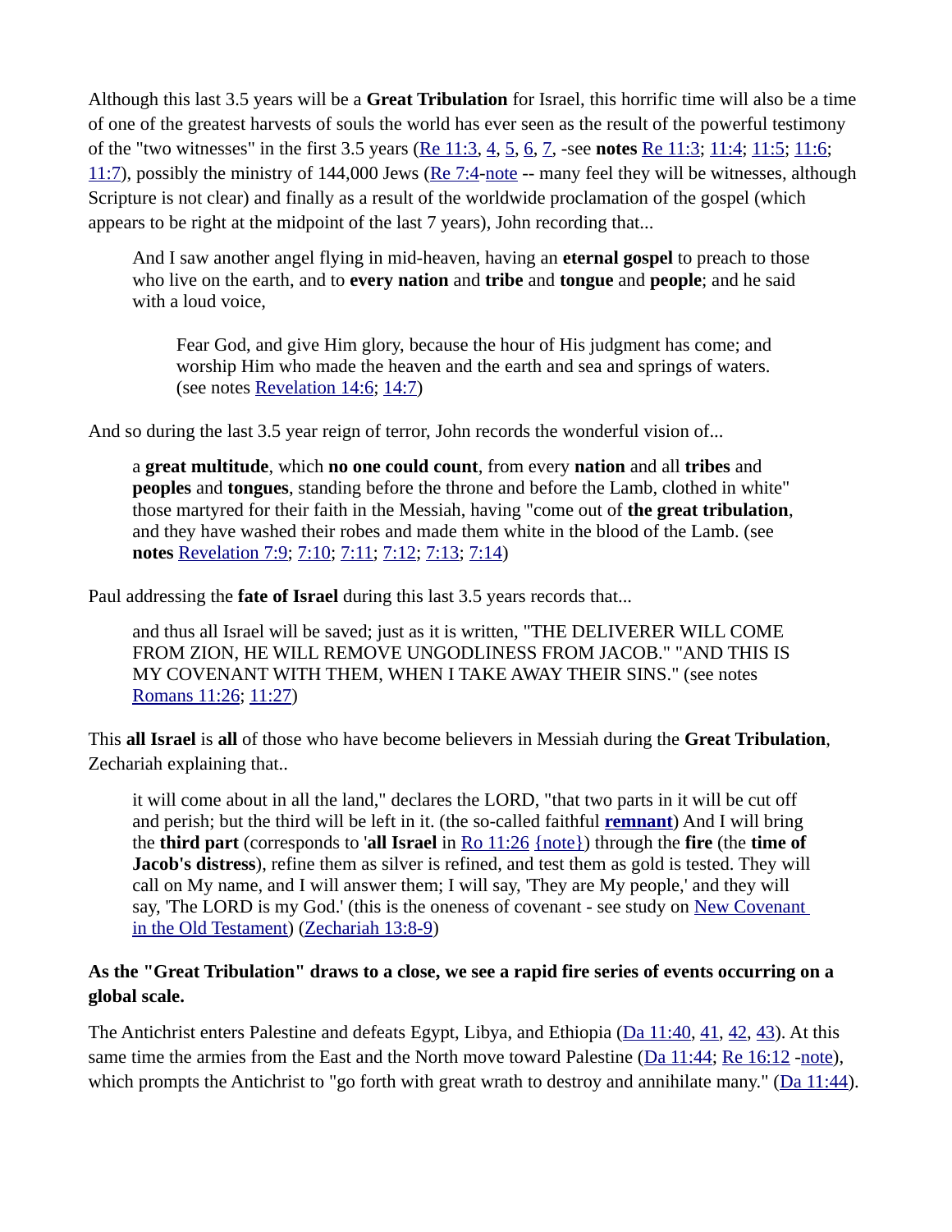Although this last 3.5 years will be a **Great Tribulation** for Israel, this horrific time will also be a time of one of the greatest harvests of souls the world has ever seen as the result of the powerful testimony of the "two witnesses" in the first 3.5 years (Re 11:3, 4, 5, 6, 7, -see **notes** Re 11:3; 11:4; 11:5; 11:6; 11:7), possibly the ministry of 144,000 Jews (Re 7:4-note -- many feel they will be witnesses, although Scripture is not clear) and finally as a result of the worldwide proclamation of the gospel (which appears to be right at the midpoint of the last 7 years), John recording that...

> And I saw another angel flying in mid-heaven, having an **eternal gospel** to preach to those who live on the earth, and to **every nation** and **tribe** and **tongue** and **people**; and he said with a loud voice,
>
> > Fear God, and give Him glory, because the hour of His judgment has come; and worship Him who made the heaven and the earth and sea and springs of waters. (see notes Revelation 14:6; 14:7)

And so during the last 3.5 year reign of terror, John records the wonderful vision of...

> a **great multitude**, which **no one could count**, from every **nation** and all **tribes** and **peoples** and **tongues**, standing before the throne and before the Lamb, clothed in white" those martyred for their faith in the Messiah, having "come out of **the great tribulation**, and they have washed their robes and made them white in the blood of the Lamb. (see **notes** Revelation 7:9; 7:10; 7:11; 7:12; 7:13; 7:14)

Paul addressing the **fate of Israel** during this last 3.5 years records that...

> and thus all Israel will be saved; just as it is written, "THE DELIVERER WILL COME FROM ZION, HE WILL REMOVE UNGODLINESS FROM JACOB." "AND THIS IS MY COVENANT WITH THEM, WHEN I TAKE AWAY THEIR SINS." (see notes Romans 11:26; 11:27)

This **all Israel** is **all** of those who have become believers in Messiah during the **Great Tribulation**, Zechariah explaining that..

> it will come about in all the land," declares the LORD, "that two parts in it will be cut off and perish; but the third will be left in it. (the so-called faithful **remnant**) And I will bring the **third part** (corresponds to '**all Israel** in Ro 11:26 {note}) through the **fire** (the **time of Jacob's distress**), refine them as silver is refined, and test them as gold is tested. They will call on My name, and I will answer them; I will say, 'They are My people,' and they will say, 'The LORD is my God.' (this is the oneness of covenant - see study on New Covenant in the Old Testament) (Zechariah 13:8-9)

**As the "Great Tribulation" draws to a close, we see a rapid fire series of events occurring on a global scale.**

The Antichrist enters Palestine and defeats Egypt, Libya, and Ethiopia (Da 11:40, 41, 42, 43). At this same time the armies from the East and the North move toward Palestine (Da 11:44; Re 16:12 -note), which prompts the Antichrist to "go forth with great wrath to destroy and annihilate many." (Da 11:44).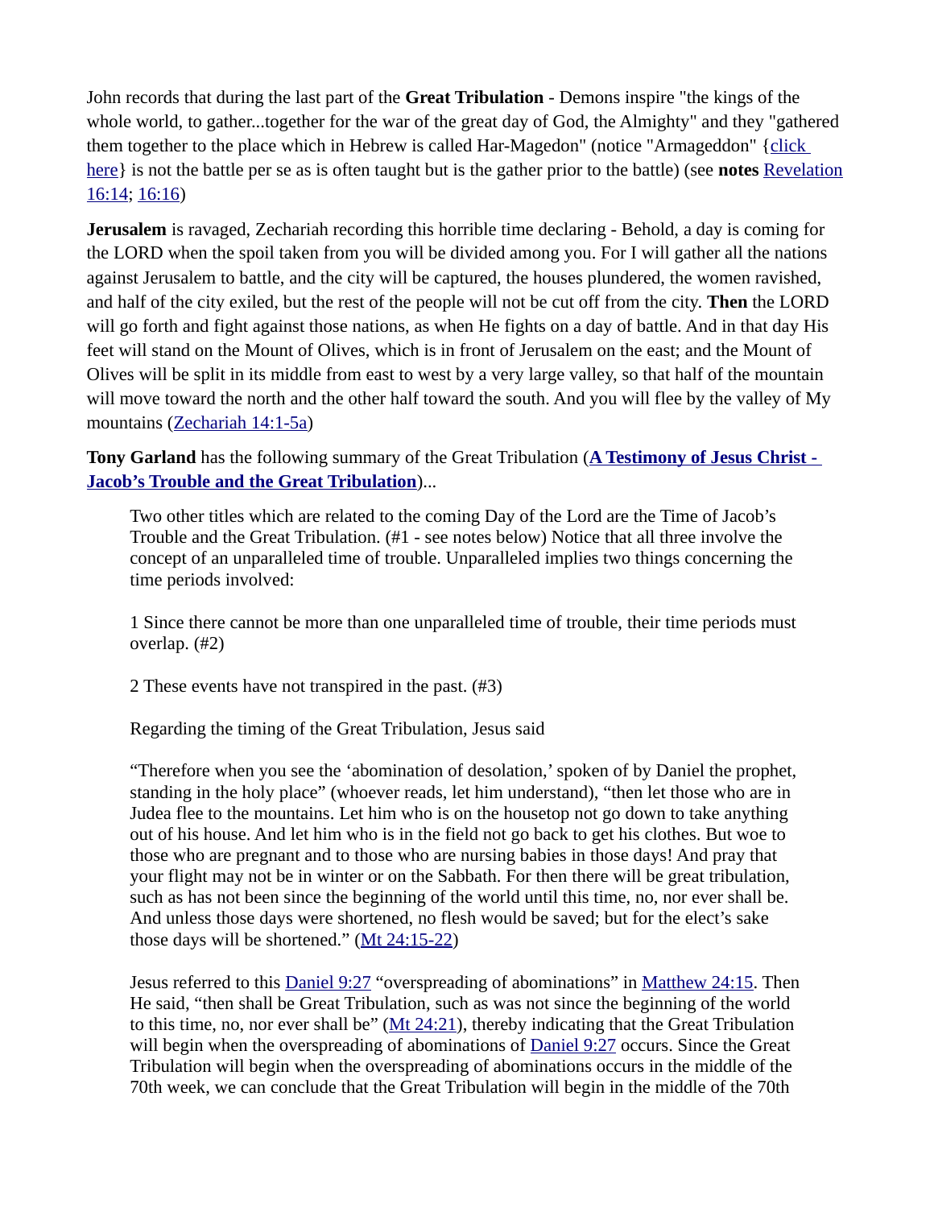John records that during the last part of the **Great Tribulation** - Demons inspire "the kings of the whole world, to gather...together for the war of the great day of God, the Almighty" and they "gathered them together to the place which in Hebrew is called Har-Magedon" (notice "Armageddon" {click here} is not the battle per se as is often taught but is the gather prior to the battle) (see **notes** Revelation 16:14; 16:16)

**Jerusalem** is ravaged, Zechariah recording this horrible time declaring - Behold, a day is coming for the LORD when the spoil taken from you will be divided among you. For I will gather all the nations against Jerusalem to battle, and the city will be captured, the houses plundered, the women ravished, and half of the city exiled, but the rest of the people will not be cut off from the city. **Then** the LORD will go forth and fight against those nations, as when He fights on a day of battle. And in that day His feet will stand on the Mount of Olives, which is in front of Jerusalem on the east; and the Mount of Olives will be split in its middle from east to west by a very large valley, so that half of the mountain will move toward the north and the other half toward the south. And you will flee by the valley of My mountains (Zechariah 14:1-5a)

**Tony Garland** has the following summary of the Great Tribulation (**A Testimony of Jesus Christ - Jacob's Trouble and the Great Tribulation**)...

> Two other titles which are related to the coming Day of the Lord are the Time of Jacob's Trouble and the Great Tribulation. (#1 - see notes below) Notice that all three involve the concept of an unparalleled time of trouble. Unparalleled implies two things concerning the time periods involved:
>
> 1 Since there cannot be more than one unparalleled time of trouble, their time periods must overlap. (#2)
>
> 2 These events have not transpired in the past. (#3)
>
> Regarding the timing of the Great Tribulation, Jesus said
>
> "Therefore when you see the 'abomination of desolation,' spoken of by Daniel the prophet, standing in the holy place" (whoever reads, let him understand), "then let those who are in Judea flee to the mountains. Let him who is on the housetop not go down to take anything out of his house. And let him who is in the field not go back to get his clothes. But woe to those who are pregnant and to those who are nursing babies in those days! And pray that your flight may not be in winter or on the Sabbath. For then there will be great tribulation, such as has not been since the beginning of the world until this time, no, nor ever shall be. And unless those days were shortened, no flesh would be saved; but for the elect's sake those days will be shortened." (Mt 24:15-22)
>
> Jesus referred to this Daniel 9:27 "overspreading of abominations" in Matthew 24:15. Then He said, "then shall be Great Tribulation, such as was not since the beginning of the world to this time, no, nor ever shall be" (Mt 24:21), thereby indicating that the Great Tribulation will begin when the overspreading of abominations of Daniel 9:27 occurs. Since the Great Tribulation will begin when the overspreading of abominations occurs in the middle of the 70th week, we can conclude that the Great Tribulation will begin in the middle of the 70th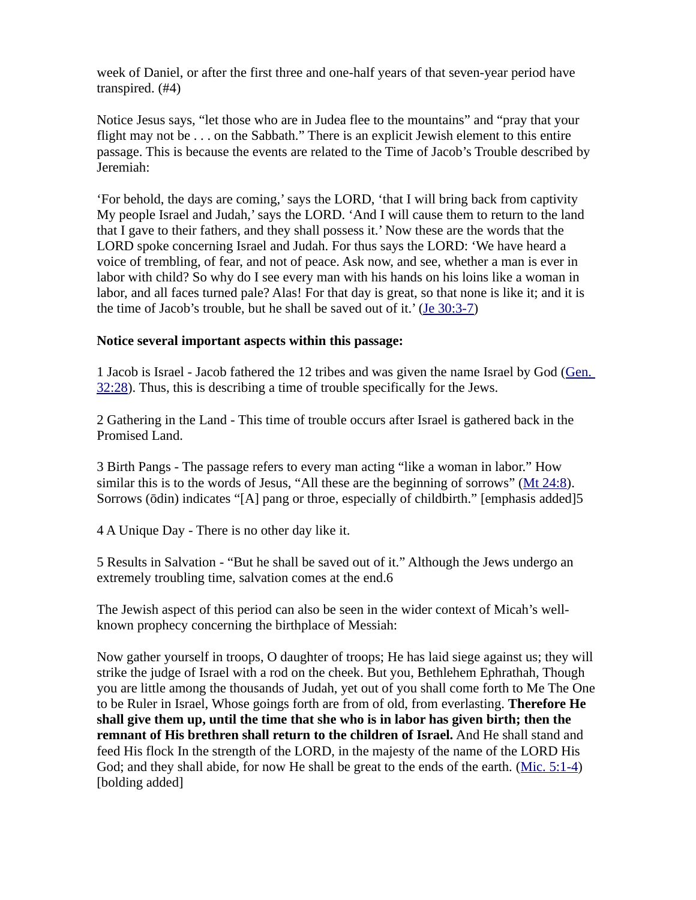week of Daniel, or after the first three and one-half years of that seven-year period have transpired. (#4)

Notice Jesus says, "let those who are in Judea flee to the mountains" and "pray that your flight may not be . . . on the Sabbath." There is an explicit Jewish element to this entire passage. This is because the events are related to the Time of Jacob's Trouble described by Jeremiah:

'For behold, the days are coming,' says the LORD, 'that I will bring back from captivity My people Israel and Judah,' says the LORD. 'And I will cause them to return to the land that I gave to their fathers, and they shall possess it.' Now these are the words that the LORD spoke concerning Israel and Judah. For thus says the LORD: 'We have heard a voice of trembling, of fear, and not of peace. Ask now, and see, whether a man is ever in labor with child? So why do I see every man with his hands on his loins like a woman in labor, and all faces turned pale? Alas! For that day is great, so that none is like it; and it is the time of Jacob's trouble, but he shall be saved out of it.' (Je 30:3-7)

**Notice several important aspects within this passage:**

1 Jacob is Israel - Jacob fathered the 12 tribes and was given the name Israel by God (Gen. 32:28). Thus, this is describing a time of trouble specifically for the Jews.

2 Gathering in the Land - This time of trouble occurs after Israel is gathered back in the Promised Land.

3 Birth Pangs - The passage refers to every man acting "like a woman in labor." How similar this is to the words of Jesus, "All these are the beginning of sorrows" (Mt 24:8). Sorrows (ōdin) indicates "[A] pang or throe, especially of childbirth." [emphasis added]5

4 A Unique Day - There is no other day like it.

5 Results in Salvation - "But he shall be saved out of it." Although the Jews undergo an extremely troubling time, salvation comes at the end.6

The Jewish aspect of this period can also be seen in the wider context of Micah's well-known prophecy concerning the birthplace of Messiah:

Now gather yourself in troops, O daughter of troops; He has laid siege against us; they will strike the judge of Israel with a rod on the cheek. But you, Bethlehem Ephrathah, Though you are little among the thousands of Judah, yet out of you shall come forth to Me The One to be Ruler in Israel, Whose goings forth are from of old, from everlasting. **Therefore He shall give them up, until the time that she who is in labor has given birth; then the remnant of His brethren shall return to the children of Israel.** And He shall stand and feed His flock In the strength of the LORD, in the majesty of the name of the LORD His God; and they shall abide, for now He shall be great to the ends of the earth. (Mic. 5:1-4) [bolding added]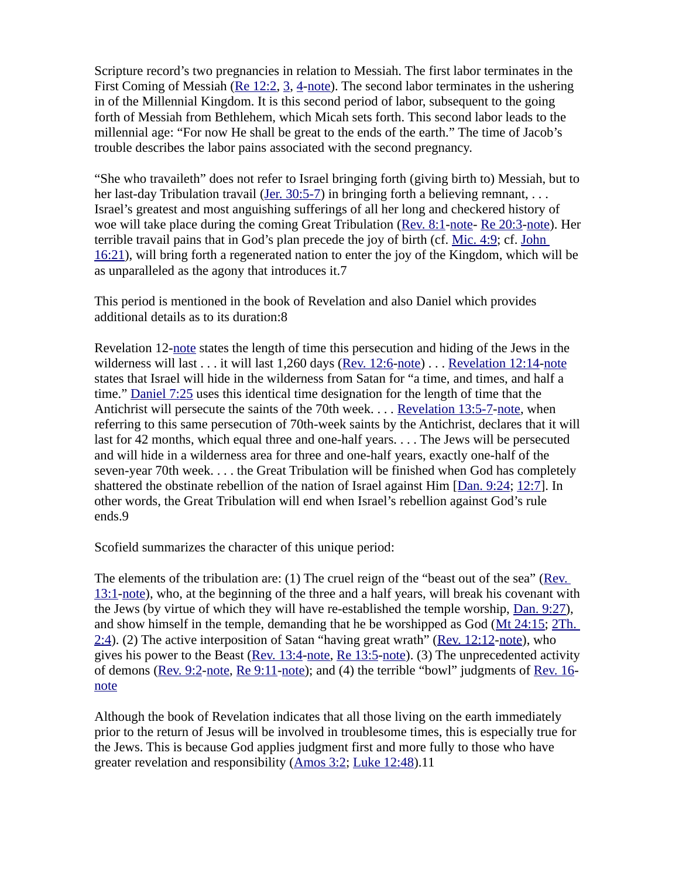Scripture record's two pregnancies in relation to Messiah. The first labor terminates in the First Coming of Messiah (Re 12:2, 3, 4-note). The second labor terminates in the ushering in of the Millennial Kingdom. It is this second period of labor, subsequent to the going forth of Messiah from Bethlehem, which Micah sets forth. This second labor leads to the millennial age: "For now He shall be great to the ends of the earth." The time of Jacob's trouble describes the labor pains associated with the second pregnancy.

"She who travaileth" does not refer to Israel bringing forth (giving birth to) Messiah, but to her last-day Tribulation travail (Jer. 30:5-7) in bringing forth a believing remnant, . . . Israel's greatest and most anguishing sufferings of all her long and checkered history of woe will take place during the coming Great Tribulation (Rev. 8:1-note- Re 20:3-note). Her terrible travail pains that in God's plan precede the joy of birth (cf. Mic. 4:9; cf. John 16:21), will bring forth a regenerated nation to enter the joy of the Kingdom, which will be as unparalleled as the agony that introduces it.7

This period is mentioned in the book of Revelation and also Daniel which provides additional details as to its duration:8

Revelation 12-note states the length of time this persecution and hiding of the Jews in the wilderness will last . . . it will last 1,260 days (Rev. 12:6-note) . . . Revelation 12:14-note states that Israel will hide in the wilderness from Satan for "a time, and times, and half a time." Daniel 7:25 uses this identical time designation for the length of time that the Antichrist will persecute the saints of the 70th week. . . . Revelation 13:5-7-note, when referring to this same persecution of 70th-week saints by the Antichrist, declares that it will last for 42 months, which equal three and one-half years. . . . The Jews will be persecuted and will hide in a wilderness area for three and one-half years, exactly one-half of the seven-year 70th week. . . . the Great Tribulation will be finished when God has completely shattered the obstinate rebellion of the nation of Israel against Him [Dan. 9:24; 12:7]. In other words, the Great Tribulation will end when Israel's rebellion against God's rule ends.9

Scofield summarizes the character of this unique period:

The elements of the tribulation are: (1) The cruel reign of the "beast out of the sea" (Rev. 13:1-note), who, at the beginning of the three and a half years, will break his covenant with the Jews (by virtue of which they will have re-established the temple worship, Dan. 9:27), and show himself in the temple, demanding that he be worshipped as God (Mt 24:15; 2Th. 2:4). (2) The active interposition of Satan "having great wrath" (Rev. 12:12-note), who gives his power to the Beast (Rev. 13:4-note, Re 13:5-note). (3) The unprecedented activity of demons (Rev. 9:2-note, Re 9:11-note); and (4) the terrible "bowl" judgments of Rev. 16-note

Although the book of Revelation indicates that all those living on the earth immediately prior to the return of Jesus will be involved in troublesome times, this is especially true for the Jews. This is because God applies judgment first and more fully to those who have greater revelation and responsibility (Amos 3:2; Luke 12:48).11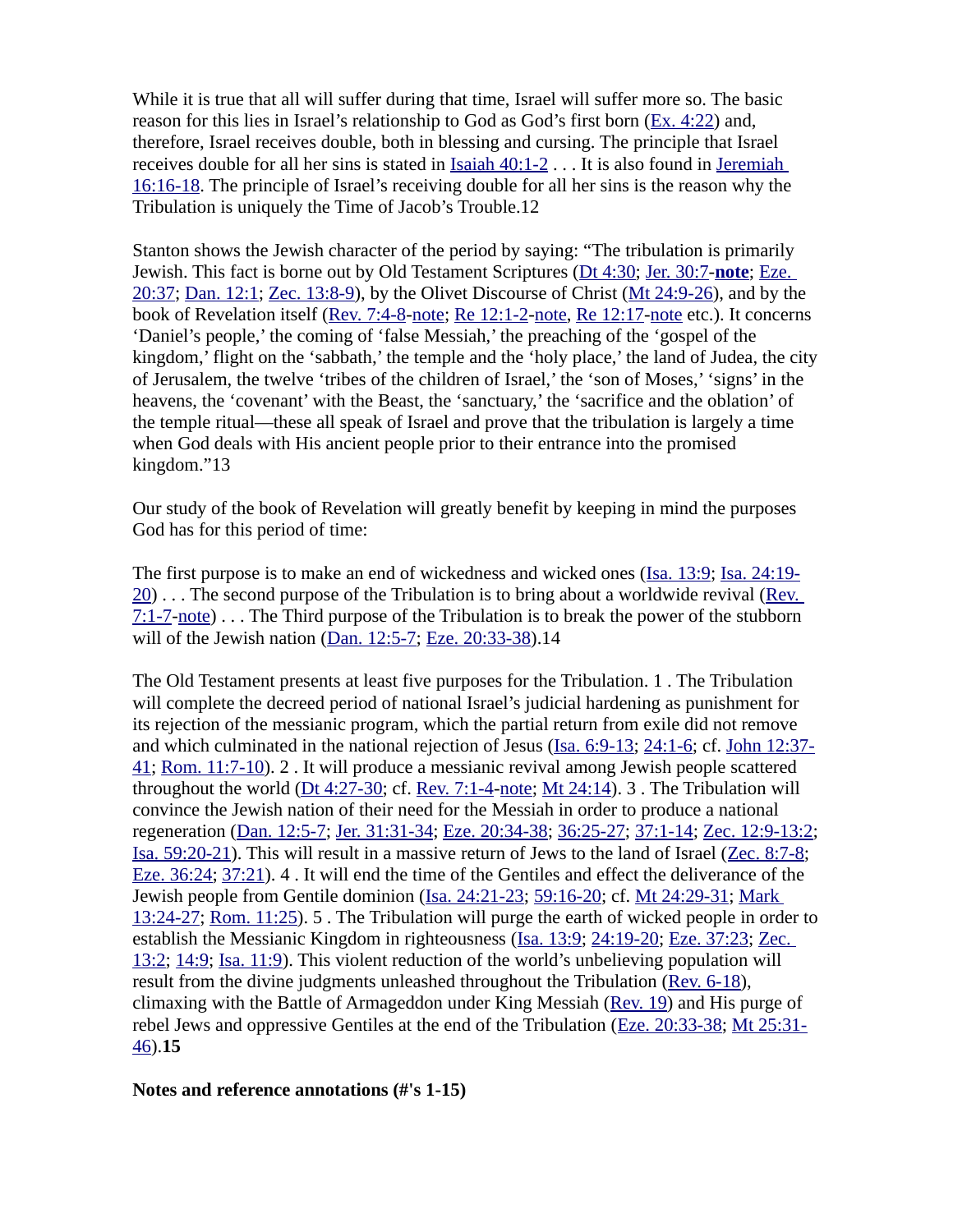While it is true that all will suffer during that time, Israel will suffer more so. The basic reason for this lies in Israel's relationship to God as God's first born (Ex. 4:22) and, therefore, Israel receives double, both in blessing and cursing. The principle that Israel receives double for all her sins is stated in Isaiah 40:1-2 . . . It is also found in Jeremiah 16:16-18. The principle of Israel's receiving double for all her sins is the reason why the Tribulation is uniquely the Time of Jacob's Trouble.12

Stanton shows the Jewish character of the period by saying: "The tribulation is primarily Jewish. This fact is borne out by Old Testament Scriptures (Dt 4:30; Jer. 30:7-**note**; Eze. 20:37; Dan. 12:1; Zec. 13:8-9), by the Olivet Discourse of Christ (Mt 24:9-26), and by the book of Revelation itself (Rev. 7:4-8-note; Re 12:1-2-note, Re 12:17-note etc.). It concerns 'Daniel's people,' the coming of 'false Messiah,' the preaching of the 'gospel of the kingdom,' flight on the 'sabbath,' the temple and the 'holy place,' the land of Judea, the city of Jerusalem, the twelve 'tribes of the children of Israel,' the 'son of Moses,' 'signs' in the heavens, the 'covenant' with the Beast, the 'sanctuary,' the 'sacrifice and the oblation' of the temple ritual—these all speak of Israel and prove that the tribulation is largely a time when God deals with His ancient people prior to their entrance into the promised kingdom."13

Our study of the book of Revelation will greatly benefit by keeping in mind the purposes God has for this period of time:

The first purpose is to make an end of wickedness and wicked ones (Isa. 13:9; Isa. 24:19-20) . . . The second purpose of the Tribulation is to bring about a worldwide revival (Rev. 7:1-7-note) . . . The Third purpose of the Tribulation is to break the power of the stubborn will of the Jewish nation (Dan. 12:5-7; Eze. 20:33-38).14

The Old Testament presents at least five purposes for the Tribulation. 1 . The Tribulation will complete the decreed period of national Israel's judicial hardening as punishment for its rejection of the messianic program, which the partial return from exile did not remove and which culminated in the national rejection of Jesus (Isa. 6:9-13; 24:1-6; cf. John 12:37-41; Rom. 11:7-10). 2 . It will produce a messianic revival among Jewish people scattered throughout the world (Dt 4:27-30; cf. Rev. 7:1-4-note; Mt 24:14). 3 . The Tribulation will convince the Jewish nation of their need for the Messiah in order to produce a national regeneration (Dan. 12:5-7; Jer. 31:31-34; Eze. 20:34-38; 36:25-27; 37:1-14; Zec. 12:9-13:2; Isa. 59:20-21). This will result in a massive return of Jews to the land of Israel (Zec. 8:7-8; Eze. 36:24; 37:21). 4 . It will end the time of the Gentiles and effect the deliverance of the Jewish people from Gentile dominion (Isa. 24:21-23; 59:16-20; cf. Mt 24:29-31; Mark 13:24-27; Rom. 11:25). 5 . The Tribulation will purge the earth of wicked people in order to establish the Messianic Kingdom in righteousness (Isa. 13:9; 24:19-20; Eze. 37:23; Zec. 13:2; 14:9; Isa. 11:9). This violent reduction of the world's unbelieving population will result from the divine judgments unleashed throughout the Tribulation (Rev. 6-18), climaxing with the Battle of Armageddon under King Messiah (Rev. 19) and His purge of rebel Jews and oppressive Gentiles at the end of the Tribulation (Eze. 20:33-38; Mt 25:31-46).**15**

**Notes and reference annotations (#'s 1-15)**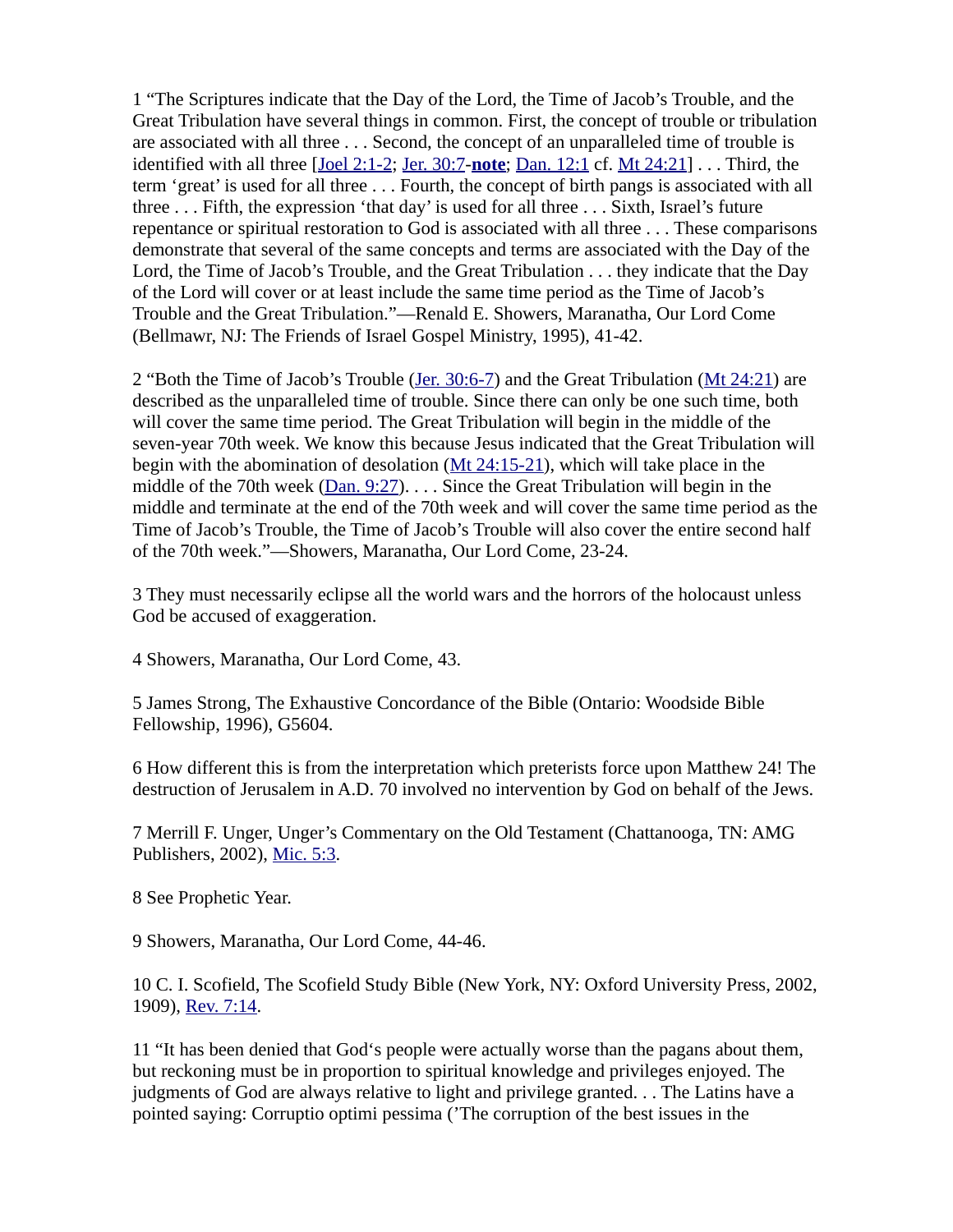1 “The Scriptures indicate that the Day of the Lord, the Time of Jacob’s Trouble, and the Great Tribulation have several things in common. First, the concept of trouble or tribulation are associated with all three . . . Second, the concept of an unparalleled time of trouble is identified with all three [Joel 2:1-2; Jer. 30:7-**note**; Dan. 12:1 cf. Mt 24:21] . . . Third, the term ‘great’ is used for all three . . . Fourth, the concept of birth pangs is associated with all three . . . Fifth, the expression ‘that day’ is used for all three . . . Sixth, Israel’s future repentance or spiritual restoration to God is associated with all three . . . These comparisons demonstrate that several of the same concepts and terms are associated with the Day of the Lord, the Time of Jacob’s Trouble, and the Great Tribulation . . . they indicate that the Day of the Lord will cover or at least include the same time period as the Time of Jacob’s Trouble and the Great Tribulation.”—Renald E. Showers, Maranatha, Our Lord Come (Bellmawr, NJ: The Friends of Israel Gospel Ministry, 1995), 41-42.

2 “Both the Time of Jacob’s Trouble (Jer. 30:6-7) and the Great Tribulation (Mt 24:21) are described as the unparalleled time of trouble. Since there can only be one such time, both will cover the same time period. The Great Tribulation will begin in the middle of the seven-year 70th week. We know this because Jesus indicated that the Great Tribulation will begin with the abomination of desolation (Mt 24:15-21), which will take place in the middle of the 70th week (Dan. 9:27). . . . Since the Great Tribulation will begin in the middle and terminate at the end of the 70th week and will cover the same time period as the Time of Jacob’s Trouble, the Time of Jacob’s Trouble will also cover the entire second half of the 70th week.”—Showers, Maranatha, Our Lord Come, 23-24.

3 They must necessarily eclipse all the world wars and the horrors of the holocaust unless God be accused of exaggeration.

4 Showers, Maranatha, Our Lord Come, 43.

5 James Strong, The Exhaustive Concordance of the Bible (Ontario: Woodside Bible Fellowship, 1996), G5604.

6 How different this is from the interpretation which preterists force upon Matthew 24! The destruction of Jerusalem in A.D. 70 involved no intervention by God on behalf of the Jews.

7 Merrill F. Unger, Unger’s Commentary on the Old Testament (Chattanooga, TN: AMG Publishers, 2002), Mic. 5:3.

8 See Prophetic Year.

9 Showers, Maranatha, Our Lord Come, 44-46.

10 C. I. Scofield, The Scofield Study Bible (New York, NY: Oxford University Press, 2002, 1909), Rev. 7:14.

11 “It has been denied that God‘s people were actually worse than the pagans about them, but reckoning must be in proportion to spiritual knowledge and privileges enjoyed. The judgments of God are always relative to light and privilege granted. . . The Latins have a pointed saying: Corruptio optimi pessima (’The corruption of the best issues in the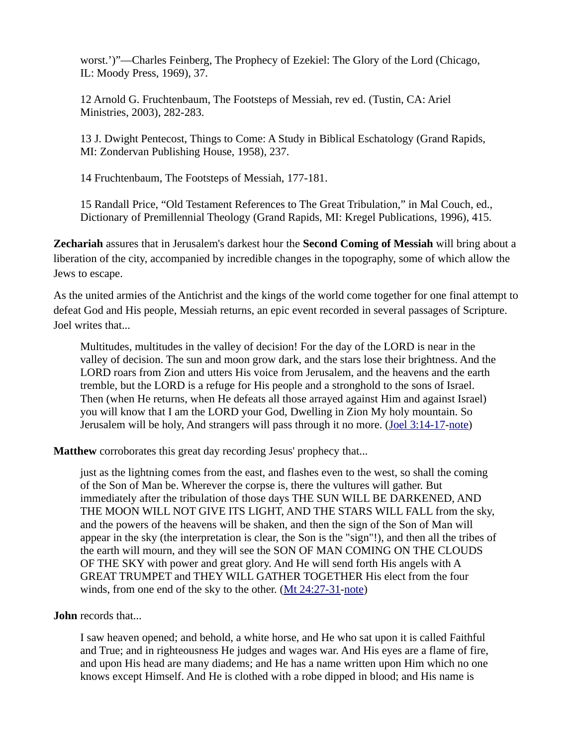worst.')"—Charles Feinberg, The Prophecy of Ezekiel: The Glory of the Lord (Chicago, IL: Moody Press, 1969), 37.

> 12 Arnold G. Fruchtenbaum, The Footsteps of Messiah, rev ed. (Tustin, CA: Ariel Ministries, 2003), 282-283.
>
> 13 J. Dwight Pentecost, Things to Come: A Study in Biblical Eschatology (Grand Rapids, MI: Zondervan Publishing House, 1958), 237.
>
> 14 Fruchtenbaum, The Footsteps of Messiah, 177-181.
>
> 15 Randall Price, "Old Testament References to The Great Tribulation," in Mal Couch, ed., Dictionary of Premillennial Theology (Grand Rapids, MI: Kregel Publications, 1996), 415.

**Zechariah** assures that in Jerusalem's darkest hour the **Second Coming of Messiah** will bring about a liberation of the city, accompanied by incredible changes in the topography, some of which allow the Jews to escape.

As the united armies of the Antichrist and the kings of the world come together for one final attempt to defeat God and His people, Messiah returns, an epic event recorded in several passages of Scripture. Joel writes that...

> Multitudes, multitudes in the valley of decision! For the day of the LORD is near in the valley of decision. The sun and moon grow dark, and the stars lose their brightness. And the LORD roars from Zion and utters His voice from Jerusalem, and the heavens and the earth tremble, but the LORD is a refuge for His people and a stronghold to the sons of Israel. Then (when He returns, when He defeats all those arrayed against Him and against Israel) you will know that I am the LORD your God, Dwelling in Zion My holy mountain. So Jerusalem will be holy, And strangers will pass through it no more. (Joel 3:14-17-note)

**Matthew** corroborates this great day recording Jesus' prophecy that...

> just as the lightning comes from the east, and flashes even to the west, so shall the coming of the Son of Man be. Wherever the corpse is, there the vultures will gather. But immediately after the tribulation of those days THE SUN WILL BE DARKENED, AND THE MOON WILL NOT GIVE ITS LIGHT, AND THE STARS WILL FALL from the sky, and the powers of the heavens will be shaken, and then the sign of the Son of Man will appear in the sky (the interpretation is clear, the Son is the "sign"!), and then all the tribes of the earth will mourn, and they will see the SON OF MAN COMING ON THE CLOUDS OF THE SKY with power and great glory. And He will send forth His angels with A GREAT TRUMPET and THEY WILL GATHER TOGETHER His elect from the four winds, from one end of the sky to the other. (Mt 24:27-31-note)

**John** records that...

> I saw heaven opened; and behold, a white horse, and He who sat upon it is called Faithful and True; and in righteousness He judges and wages war. And His eyes are a flame of fire, and upon His head are many diadems; and He has a name written upon Him which no one knows except Himself. And He is clothed with a robe dipped in blood; and His name is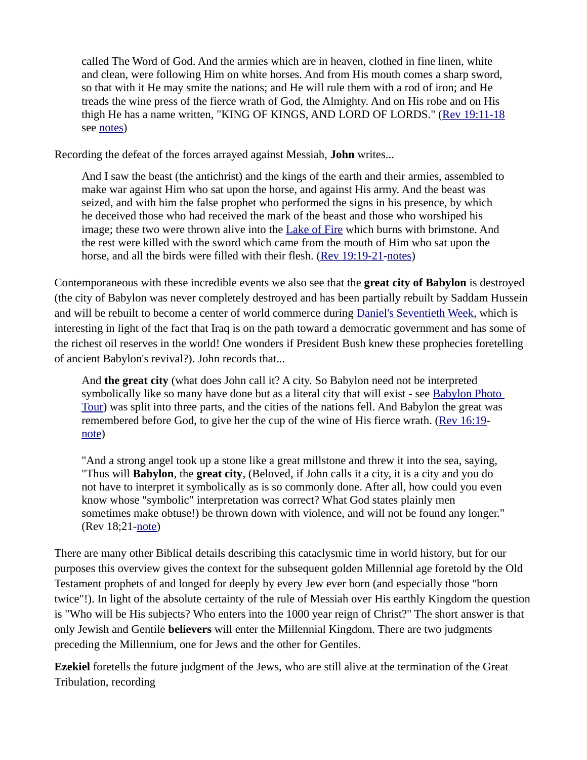> called The Word of God. And the armies which are in heaven, clothed in fine linen, white and clean, were following Him on white horses. And from His mouth comes a sharp sword, so that with it He may smite the nations; and He will rule them with a rod of iron; and He treads the wine press of the fierce wrath of God, the Almighty. And on His robe and on His thigh He has a name written, "KING OF KINGS, AND LORD OF LORDS." (Rev 19:11-18 see notes)

Recording the defeat of the forces arrayed against Messiah, **John** writes...

> And I saw the beast (the antichrist) and the kings of the earth and their armies, assembled to make war against Him who sat upon the horse, and against His army. And the beast was seized, and with him the false prophet who performed the signs in his presence, by which he deceived those who had received the mark of the beast and those who worshiped his image; these two were thrown alive into the Lake of Fire which burns with brimstone. And the rest were killed with the sword which came from the mouth of Him who sat upon the horse, and all the birds were filled with their flesh. (Rev 19:19-21-notes)

Contemporaneous with these incredible events we also see that the **great city of Babylon** is destroyed (the city of Babylon was never completely destroyed and has been partially rebuilt by Saddam Hussein and will be rebuilt to become a center of world commerce during Daniel's Seventieth Week, which is interesting in light of the fact that Iraq is on the path toward a democratic government and has some of the richest oil reserves in the world! One wonders if President Bush knew these prophecies foretelling of ancient Babylon's revival?). John records that...

> And **the great city** (what does John call it? A city. So Babylon need not be interpreted symbolically like so many have done but as a literal city that will exist - see Babylon Photo Tour) was split into three parts, and the cities of the nations fell. And Babylon the great was remembered before God, to give her the cup of the wine of His fierce wrath. (Rev 16:19-note)
>
> "And a strong angel took up a stone like a great millstone and threw it into the sea, saying, "Thus will **Babylon**, the **great city**, (Beloved, if John calls it a city, it is a city and you do not have to interpret it symbolically as is so commonly done. After all, how could you even know whose "symbolic" interpretation was correct? What God states plainly men sometimes make obtuse!) be thrown down with violence, and will not be found any longer." (Rev 18;21-note)

There are many other Biblical details describing this cataclysmic time in world history, but for our purposes this overview gives the context for the subsequent golden Millennial age foretold by the Old Testament prophets of and longed for deeply by every Jew ever born (and especially those "born twice"!). In light of the absolute certainty of the rule of Messiah over His earthly Kingdom the question is "Who will be His subjects? Who enters into the 1000 year reign of Christ?" The short answer is that only Jewish and Gentile **believers** will enter the Millennial Kingdom. There are two judgments preceding the Millennium, one for Jews and the other for Gentiles.

**Ezekiel** foretells the future judgment of the Jews, who are still alive at the termination of the Great Tribulation, recording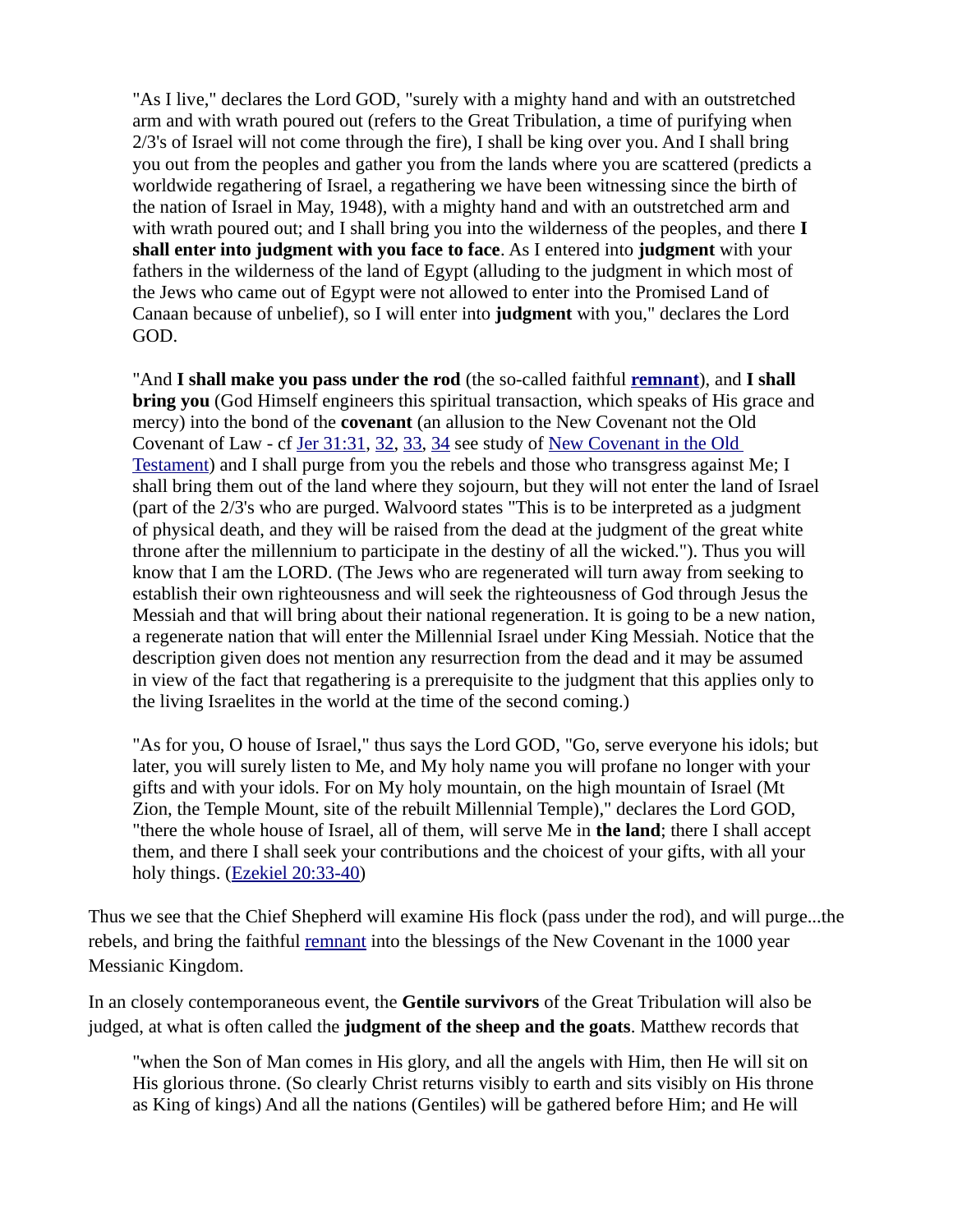> "As I live," declares the Lord GOD, "surely with a mighty hand and with an outstretched arm and with wrath poured out (refers to the Great Tribulation, a time of purifying when 2/3's of Israel will not come through the fire), I shall be king over you. And I shall bring you out from the peoples and gather you from the lands where you are scattered (predicts a worldwide regathering of Israel, a regathering we have been witnessing since the birth of the nation of Israel in May, 1948), with a mighty hand and with an outstretched arm and with wrath poured out; and I shall bring you into the wilderness of the peoples, and there **I shall enter into judgment with you face to face**. As I entered into **judgment** with your fathers in the wilderness of the land of Egypt (alluding to the judgment in which most of the Jews who came out of Egypt were not allowed to enter into the Promised Land of Canaan because of unbelief), so I will enter into **judgment** with you," declares the Lord GOD.
>
> "And **I shall make you pass under the rod** (the so-called faithful **remnant**), and **I shall bring you** (God Himself engineers this spiritual transaction, which speaks of His grace and mercy) into the bond of the **covenant** (an allusion to the New Covenant not the Old Covenant of Law - cf Jer 31:31, 32, 33, 34 see study of New Covenant in the Old Testament) and I shall purge from you the rebels and those who transgress against Me; I shall bring them out of the land where they sojourn, but they will not enter the land of Israel (part of the 2/3's who are purged. Walvoord states "This is to be interpreted as a judgment of physical death, and they will be raised from the dead at the judgment of the great white throne after the millennium to participate in the destiny of all the wicked."). Thus you will know that I am the LORD. (The Jews who are regenerated will turn away from seeking to establish their own righteousness and will seek the righteousness of God through Jesus the Messiah and that will bring about their national regeneration. It is going to be a new nation, a regenerate nation that will enter the Millennial Israel under King Messiah. Notice that the description given does not mention any resurrection from the dead and it may be assumed in view of the fact that regathering is a prerequisite to the judgment that this applies only to the living Israelites in the world at the time of the second coming.)
>
> "As for you, O house of Israel," thus says the Lord GOD, "Go, serve everyone his idols; but later, you will surely listen to Me, and My holy name you will profane no longer with your gifts and with your idols. For on My holy mountain, on the high mountain of Israel (Mt Zion, the Temple Mount, site of the rebuilt Millennial Temple)," declares the Lord GOD, "there the whole house of Israel, all of them, will serve Me in **the land**; there I shall accept them, and there I shall seek your contributions and the choicest of your gifts, with all your holy things. (Ezekiel 20:33-40)

Thus we see that the Chief Shepherd will examine His flock (pass under the rod), and will purge...the rebels, and bring the faithful remnant into the blessings of the New Covenant in the 1000 year Messianic Kingdom.

In an closely contemporaneous event, the **Gentile survivors** of the Great Tribulation will also be judged, at what is often called the **judgment of the sheep and the goats**. Matthew records that

> "when the Son of Man comes in His glory, and all the angels with Him, then He will sit on His glorious throne. (So clearly Christ returns visibly to earth and sits visibly on His throne as King of kings) And all the nations (Gentiles) will be gathered before Him; and He will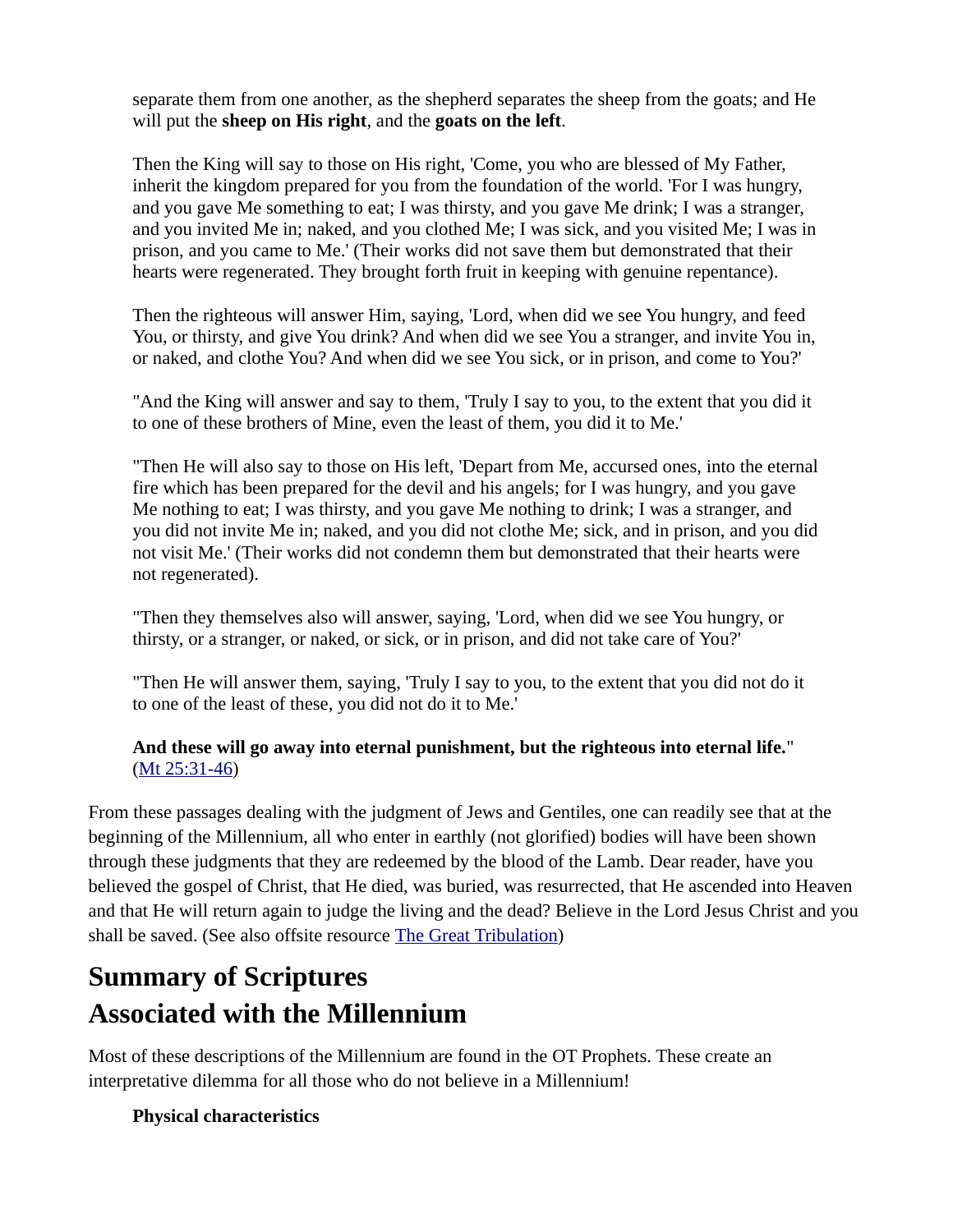> separate them from one another, as the shepherd separates the sheep from the goats; and He will put the **sheep on His right**, and the **goats on the left**.
>
> Then the King will say to those on His right, 'Come, you who are blessed of My Father, inherit the kingdom prepared for you from the foundation of the world. 'For I was hungry, and you gave Me something to eat; I was thirsty, and you gave Me drink; I was a stranger, and you invited Me in; naked, and you clothed Me; I was sick, and you visited Me; I was in prison, and you came to Me.' (Their works did not save them but demonstrated that their hearts were regenerated. They brought forth fruit in keeping with genuine repentance).
>
> Then the righteous will answer Him, saying, 'Lord, when did we see You hungry, and feed You, or thirsty, and give You drink? And when did we see You a stranger, and invite You in, or naked, and clothe You? And when did we see You sick, or in prison, and come to You?'
>
> "And the King will answer and say to them, 'Truly I say to you, to the extent that you did it to one of these brothers of Mine, even the least of them, you did it to Me.'
>
> "Then He will also say to those on His left, 'Depart from Me, accursed ones, into the eternal fire which has been prepared for the devil and his angels; for I was hungry, and you gave Me nothing to eat; I was thirsty, and you gave Me nothing to drink; I was a stranger, and you did not invite Me in; naked, and you did not clothe Me; sick, and in prison, and you did not visit Me.' (Their works did not condemn them but demonstrated that their hearts were not regenerated).
>
> "Then they themselves also will answer, saying, 'Lord, when did we see You hungry, or thirsty, or a stranger, or naked, or sick, or in prison, and did not take care of You?'
>
> "Then He will answer them, saying, 'Truly I say to you, to the extent that you did not do it to one of the least of these, you did not do it to Me.'
>
> **And these will go away into eternal punishment, but the righteous into eternal life.**" (Mt 25:31-46)

From these passages dealing with the judgment of Jews and Gentiles, one can readily see that at the beginning of the Millennium, all who enter in earthly (not glorified) bodies will have been shown through these judgments that they are redeemed by the blood of the Lamb. Dear reader, have you believed the gospel of Christ, that He died, was buried, was resurrected, that He ascended into Heaven and that He will return again to judge the living and the dead? Believe in the Lord Jesus Christ and you shall be saved. (See also offsite resource The Great Tribulation)

# Summary of Scriptures Associated with the Millennium

Most of these descriptions of the Millennium are found in the OT Prophets. These create an interpretative dilemma for all those who do not believe in a Millennium!

> **Physical characteristics**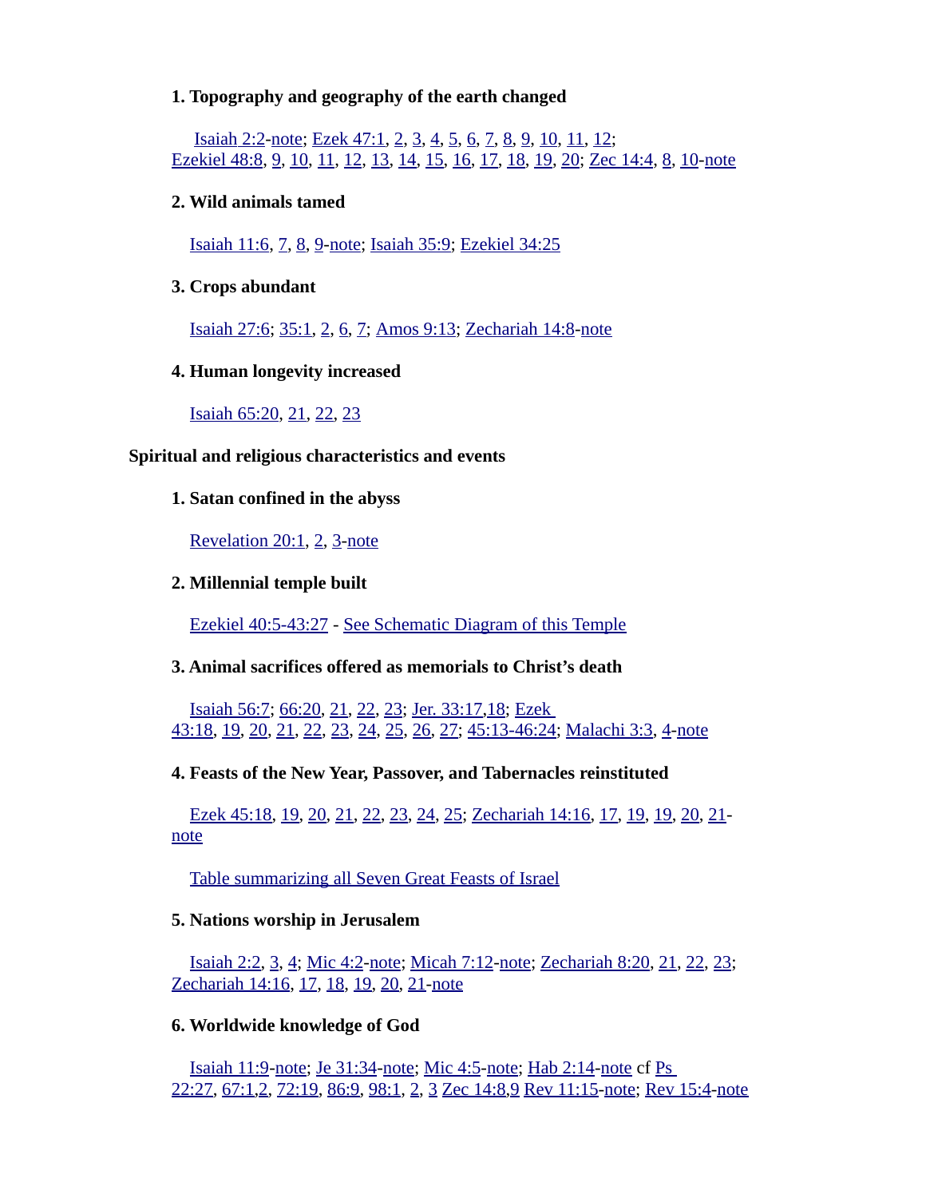**1. Topography and geography of the earth changed**

Isaiah 2:2-note; Ezek 47:1, 2, 3, 4, 5, 6, 7, 8, 9, 10, 11, 12; Ezekiel 48:8, 9, 10, 11, 12, 13, 14, 15, 16, 17, 18, 19, 20; Zec 14:4, 8, 10-note

**2. Wild animals tamed**

Isaiah 11:6, 7, 8, 9-note; Isaiah 35:9; Ezekiel 34:25

**3. Crops abundant**

Isaiah 27:6; 35:1, 2, 6, 7; Amos 9:13; Zechariah 14:8-note

**4. Human longevity increased**

Isaiah 65:20, 21, 22, 23

**Spiritual and religious characteristics and events**

**1. Satan confined in the abyss**

Revelation 20:1, 2, 3-note

**2. Millennial temple built**

Ezekiel 40:5-43:27 - See Schematic Diagram of this Temple

**3. Animal sacrifices offered as memorials to Christ's death**

Isaiah 56:7; 66:20, 21, 22, 23; Jer. 33:17,18; Ezek 43:18, 19, 20, 21, 22, 23, 24, 25, 26, 27; 45:13-46:24; Malachi 3:3, 4-note

**4. Feasts of the New Year, Passover, and Tabernacles reinstituted**

Ezek 45:18, 19, 20, 21, 22, 23, 24, 25; Zechariah 14:16, 17, 19, 19, 20, 21-note

Table summarizing all Seven Great Feasts of Israel

**5. Nations worship in Jerusalem**

Isaiah 2:2, 3, 4; Mic 4:2-note; Micah 7:12-note; Zechariah 8:20, 21, 22, 23; Zechariah 14:16, 17, 18, 19, 20, 21-note

**6. Worldwide knowledge of God**

Isaiah 11:9-note; Je 31:34-note; Mic 4:5-note; Hab 2:14-note cf Ps 22:27, 67:1,2, 72:19, 86:9, 98:1, 2, 3 Zec 14:8,9 Rev 11:15-note; Rev 15:4-note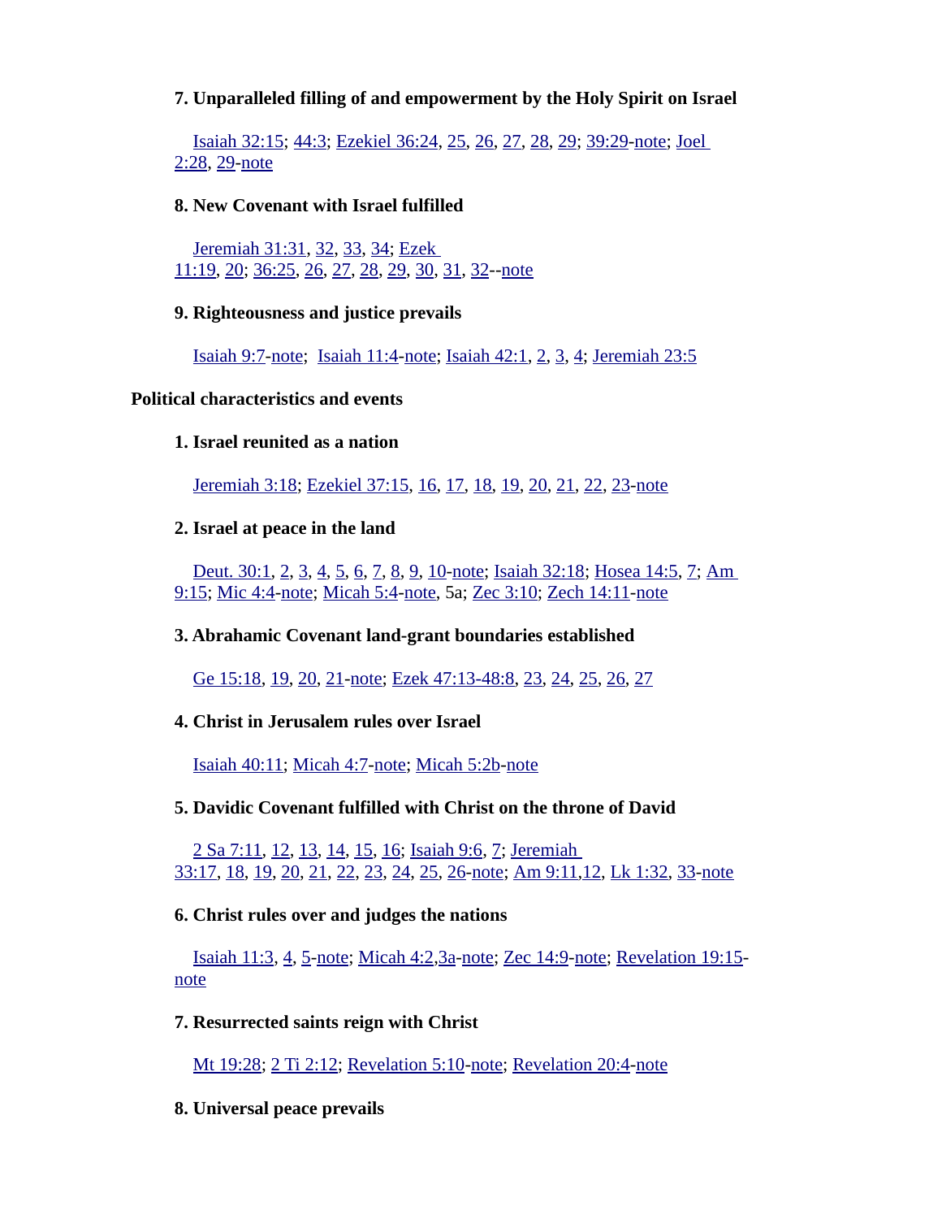**7. Unparalleled filling of and empowerment by the Holy Spirit on Israel**

Isaiah 32:15; 44:3; Ezekiel 36:24, 25, 26, 27, 28, 29; 39:29-note; Joel 2:28, 29-note

**8. New Covenant with Israel fulfilled**

Jeremiah 31:31, 32, 33, 34; Ezek 11:19, 20; 36:25, 26, 27, 28, 29, 30, 31, 32--note

**9. Righteousness and justice prevails**

Isaiah 9:7-note; Isaiah 11:4-note; Isaiah 42:1, 2, 3, 4; Jeremiah 23:5

**Political characteristics and events**

**1. Israel reunited as a nation**

Jeremiah 3:18; Ezekiel 37:15, 16, 17, 18, 19, 20, 21, 22, 23-note

**2. Israel at peace in the land**

Deut. 30:1, 2, 3, 4, 5, 6, 7, 8, 9, 10-note; Isaiah 32:18; Hosea 14:5, 7; Am 9:15; Mic 4:4-note; Micah 5:4-note, 5a; Zec 3:10; Zech 14:11-note

**3. Abrahamic Covenant land-grant boundaries established**

Ge 15:18, 19, 20, 21-note; Ezek 47:13-48:8, 23, 24, 25, 26, 27

**4. Christ in Jerusalem rules over Israel**

Isaiah 40:11; Micah 4:7-note; Micah 5:2b-note

**5. Davidic Covenant fulfilled with Christ on the throne of David**

2 Sa 7:11, 12, 13, 14, 15, 16; Isaiah 9:6, 7; Jeremiah 33:17, 18, 19, 20, 21, 22, 23, 24, 25, 26-note; Am 9:11,12, Lk 1:32, 33-note

**6. Christ rules over and judges the nations**

Isaiah 11:3, 4, 5-note; Micah 4:2,3a-note; Zec 14:9-note; Revelation 19:15-note

**7. Resurrected saints reign with Christ**

Mt 19:28; 2 Ti 2:12; Revelation 5:10-note; Revelation 20:4-note

**8. Universal peace prevails**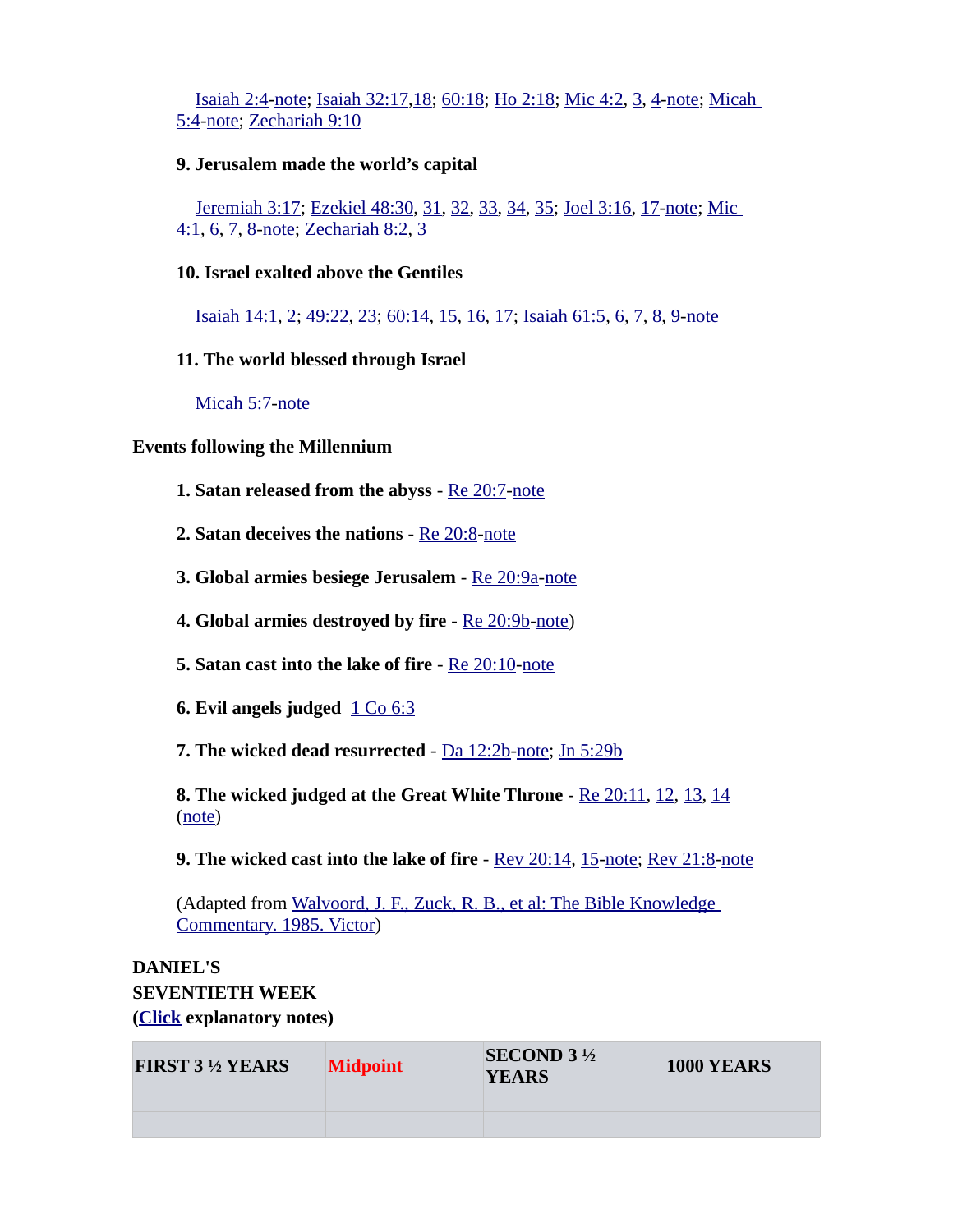Isaiah 2:4-note; Isaiah 32:17,18; 60:18; Ho 2:18; Mic 4:2, 3, 4-note; Micah 5:4-note; Zechariah 9:10

**9. Jerusalem made the world's capital**

Jeremiah 3:17; Ezekiel 48:30, 31, 32, 33, 34, 35; Joel 3:16, 17-note; Mic 4:1, 6, 7, 8-note; Zechariah 8:2, 3

**10. Israel exalted above the Gentiles**

Isaiah 14:1, 2; 49:22, 23; 60:14, 15, 16, 17; Isaiah 61:5, 6, 7, 8, 9-note

**11. The world blessed through Israel**

Micah 5:7-note

**Events following the Millennium**

**1. Satan released from the abyss** - Re 20:7-note

**2. Satan deceives the nations** - Re 20:8-note

**3. Global armies besiege Jerusalem** - Re 20:9a-note

**4. Global armies destroyed by fire** - Re 20:9b-note)

**5. Satan cast into the lake of fire** - Re 20:10-note

**6. Evil angels judged** 1 Co 6:3

**7. The wicked dead resurrected** - Da 12:2b-note; Jn 5:29b

**8. The wicked judged at the Great White Throne** - Re 20:11, 12, 13, 14 (note)

**9. The wicked cast into the lake of fire** - Rev 20:14, 15-note; Rev 21:8-note

(Adapted from Walvoord, J. F., Zuck, R. B., et al: The Bible Knowledge Commentary. 1985. Victor)

**DANIEL'S SEVENTIETH WEEK**
**(Click explanatory notes)**

| FIRST 3 ½ YEARS | Midpoint | SECOND 3 ½ YEARS | 1000 YEARS |
|---|---|---|---|
| | | | |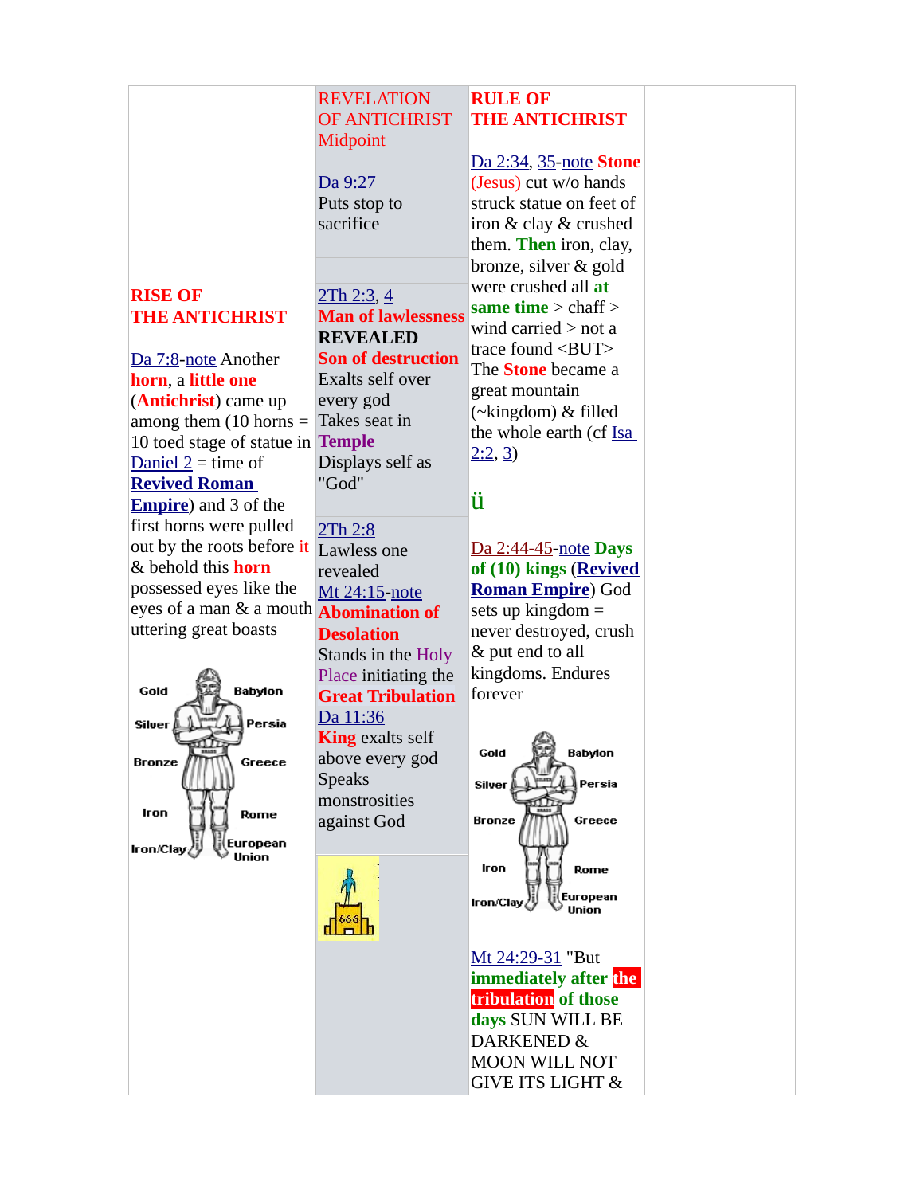| RISE OF THE ANTICHRIST | REVELATION OF ANTICHRIST Midpoint | RULE OF THE ANTICHRIST | |
|---|---|---|---|
| **RISE OF THE ANTICHRIST**<br><br>Da 7:8-note Another **horn**, a **little one** (**Antichrist**) came up among them (10 horns = 10 toed stage of statue in Daniel 2 = time of **Revived Roman Empire**) and 3 of the first horns were pulled out by the roots before it & behold this **horn** possessed eyes like the eyes of a man & a mouth uttering great boasts<br><br>Gold — Babylon<br>Silver — Persia<br>Bronze — Greece<br>Iron — Rome<br>Iron/Clay — European Union | Da 9:27<br>Puts stop to sacrifice<br><br>2Th 2:3, 4<br>**Man of lawlessness REVEALED**<br>**Son of destruction**<br>Exalts self over every god<br>Takes seat in **Temple**<br>Displays self as "God"<br><br>2Th 2:8<br>Lawless one revealed<br>Mt 24:15-note<br>**Abomination of Desolation**<br>Stands in the Holy Place initiating the **Great Tribulation**<br>Da 11:36<br>**King** exalts self above every god<br>Speaks monstrosities against God<br><br>666 | Da 2:34, 35-note **Stone** (Jesus) cut w/o hands struck statue on feet of iron & clay & crushed them. **Then** iron, clay, bronze, silver & gold were crushed all **at same time** > chaff > wind carried > not a trace found <BUT> The **Stone** became a great mountain (~kingdom) & filled the whole earth (cf Isa 2:2, 3)<br><br>ü<br><br>Da 2:44-45-note **Days of (10) kings** (**Revived Roman Empire**) God sets up kingdom = never destroyed, crush & put end to all kingdoms. Endures forever<br><br>Gold — Babylon<br>Silver — Persia<br>Bronze — Greece<br>Iron — Rome<br>Iron/Clay — European Union<br><br>Mt 24:29-31 "But **immediately after the tribulation of those days** SUN WILL BE DARKENED & MOON WILL NOT GIVE ITS LIGHT & | |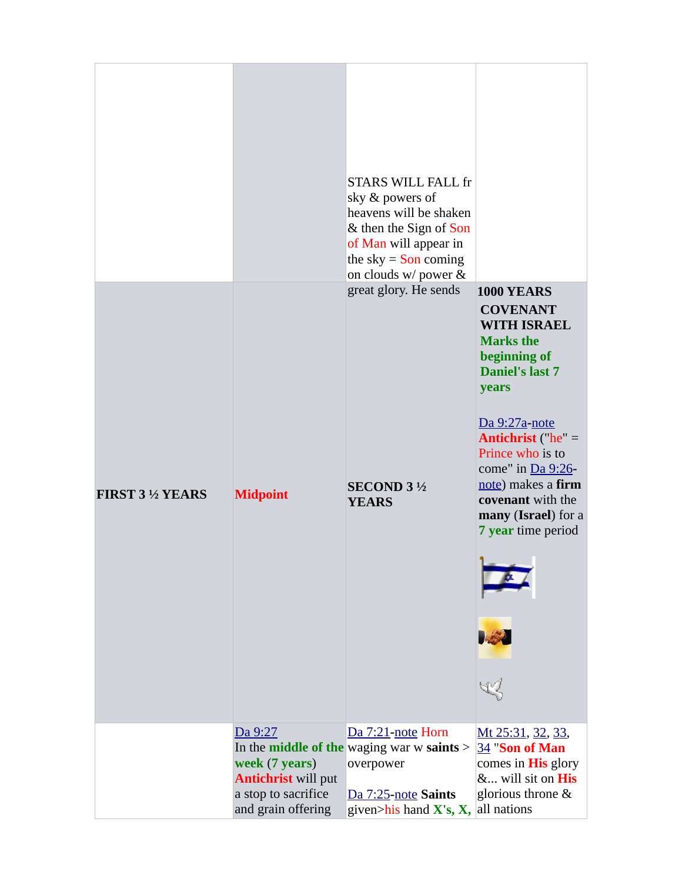| | | | |
|---|---|---|---|
| | | STARS WILL FALL fr sky & powers of heavens will be shaken & then the Sign of Son of Man will appear in the sky = Son coming on clouds w/ power & great glory. He sends | |
| **FIRST 3 ½ YEARS** | **Midpoint** | **SECOND 3 ½ YEARS** | **1000 YEARS**<br>**COVENANT WITH ISRAEL** **Marks the beginning of Daniel's last 7 years**<br><br>Da 9:27a-note **Antichrist** ("he" = Prince who is to come" in Da 9:26-note) makes a **firm covenant** with the **many** (**Israel**) for a **7 year** time period |
| | Da 9:27 In the **middle of the week** (**7 years**) **Antichrist** will put a stop to sacrifice and grain offering | Da 7:21-note Horn waging war w **saints** > overpower<br><br>Da 7:25-note **Saints** given>his hand **X's, X,** | Mt 25:31, 32, 33, 34 "**Son of Man** comes in **His** glory &... will sit on **His** glorious throne & all nations |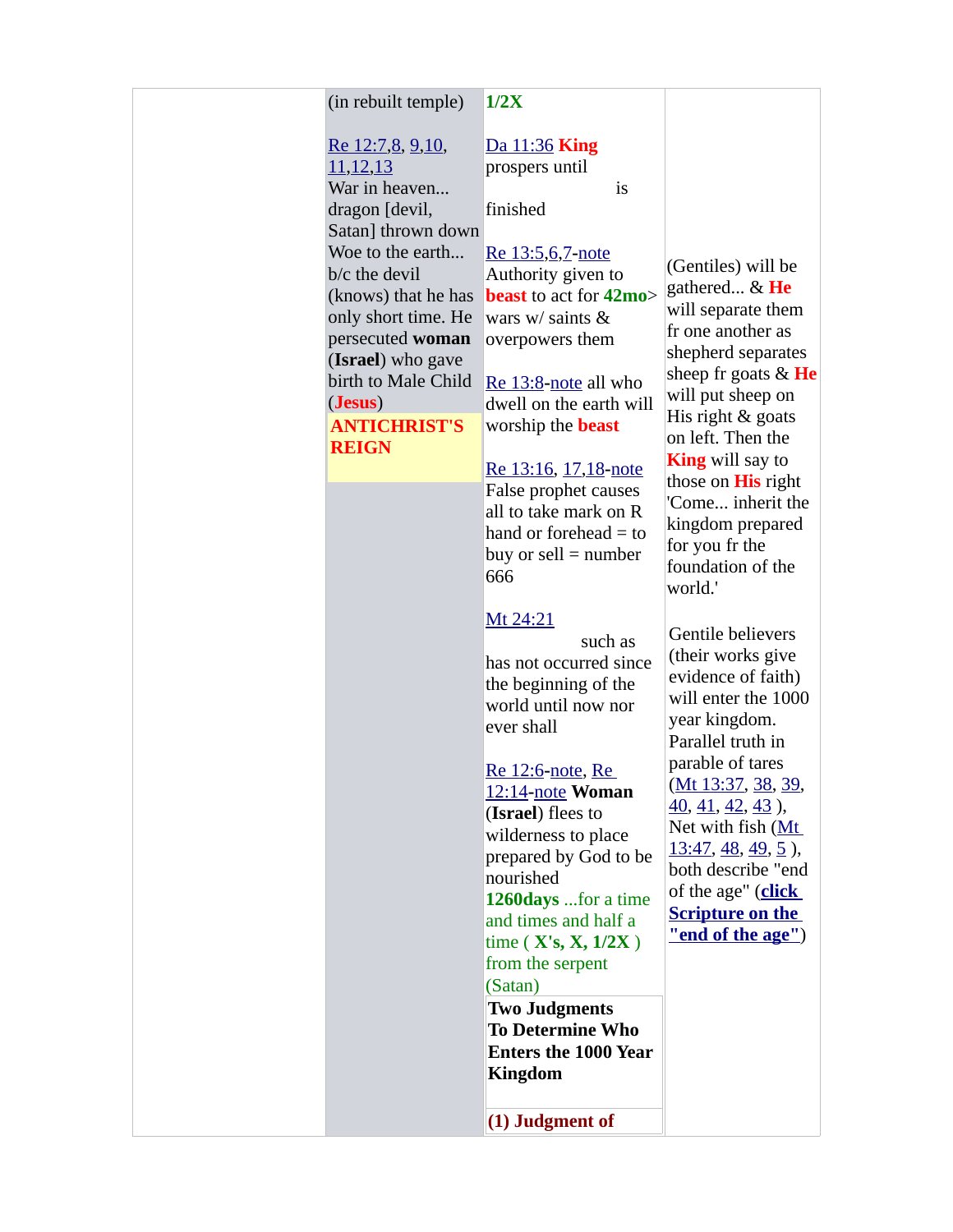| | (in rebuilt temple)<br><br>Re 12:7,8, 9,10, 11,12,13<br>War in heaven... dragon [devil, Satan] thrown down Woe to the earth... b/c the devil (knows) that he has only short time. He persecuted **woman** (**Israel**) who gave birth to Male Child (**Jesus**)<br>**ANTICHRIST'S REIGN** | **1/2X**<br><br>Da 11:36 **King** prospers until is finished<br><br>Re 13:5,6,7-note Authority given to **beast** to act for **42mo**> wars w/ saints & overpowers them<br><br>Re 13:8-note all who dwell on the earth will worship the **beast**<br><br>Re 13:16, 17,18-note False prophet causes all to take mark on R hand or forehead = to buy or sell = number 666<br><br>Mt 24:21 such as has not occurred since the beginning of the world until now nor ever shall<br><br>Re 12:6-note, Re 12:14-note **Woman** (**Israel**) flees to wilderness to place prepared by God to be nourished **1260days** ...for a time and times and half a time ( **X's, X, 1/2X** ) from the serpent (Satan)<br><br>**Two Judgments To Determine Who Enters the 1000 Year Kingdom**<br><br>**(1) Judgment of** | (Gentiles) will be gathered... & **He** will separate them fr one another as shepherd separates sheep fr goats & **He** will put sheep on His right & goats on left. Then the **King** will say to those on **His** right 'Come... inherit the kingdom prepared for you fr the foundation of the world.'<br><br>Gentile believers (their works give evidence of faith) will enter the 1000 year kingdom. Parallel truth in parable of tares (Mt 13:37, 38, 39, 40, 41, 42, 43 ), Net with fish (Mt 13:47, 48, 49, 5 ), both describe "end of the age" (**click Scripture on the "end of the age"**) |
|---|---|---|---|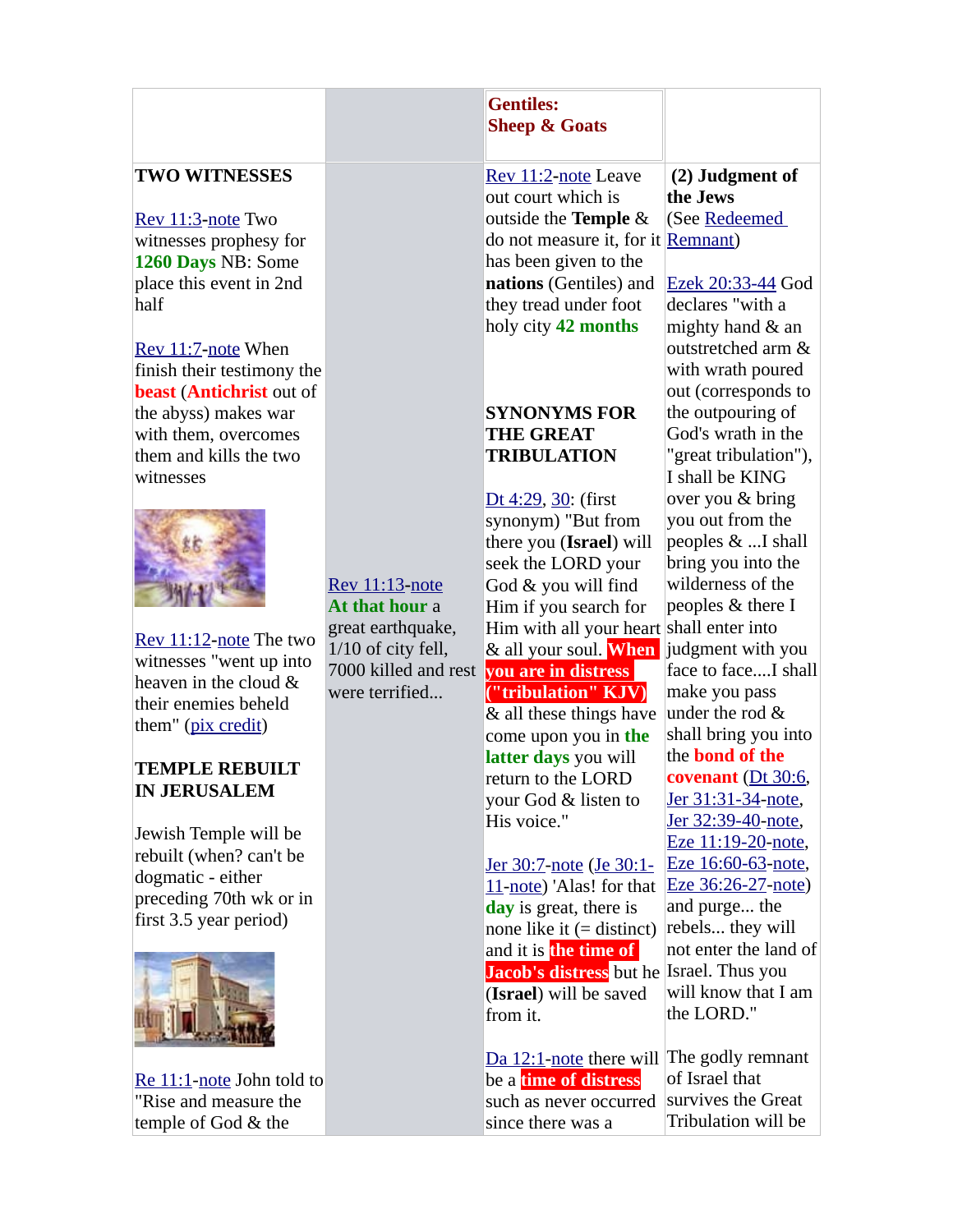| | | Gentiles: Sheep & Goats | |
|---|---|---|---|
| **TWO WITNESSES**<br><br>Rev 11:3-note Two witnesses prophesy for **1260 Days** NB: Some place this event in 2nd half<br><br>Rev 11:7-note When finish their testimony the **beast** (**Antichrist** out of the abyss) makes war with them, overcomes them and kills the two witnesses<br><br>Rev 11:12-note The two witnesses "went up into heaven in the cloud & their enemies beheld them" (pix credit)<br><br>**TEMPLE REBUILT IN JERUSALEM**<br><br>Jewish Temple will be rebuilt (when? can't be dogmatic - either preceding 70th wk or in first 3.5 year period)<br><br>Re 11:1-note John told to "Rise and measure the temple of God & the | Rev 11:13-note **At that hour** a great earthquake, 1/10 of city fell, 7000 killed and rest were terrified... | Rev 11:2-note Leave out court which is outside the **Temple** & do not measure it, for it has been given to the **nations** (Gentiles) and they tread under foot holy city **42 months**<br><br>**SYNONYMS FOR THE GREAT TRIBULATION**<br><br>Dt 4:29, 30: (first synonym) "But from there you (**Israel**) will seek the LORD your God & you will find Him if you search for Him with all your heart & all your soul. **When you are in distress ("tribulation" KJV)** & all these things have come upon you in **the latter days** you will return to the LORD your God & listen to His voice."<br><br>Jer 30:7-note (Je 30:1-11-note) 'Alas! for that **day** is great, there is none like it (= distinct) and it is **the time of Jacob's distress** but he (**Israel**) will be saved from it.<br><br>Da 12:1-note there will be a **time of distress** such as never occurred since there was a | **(2) Judgment of the Jews**<br>(See Redeemed Remnant)<br><br>Ezek 20:33-44 God declares "with a mighty hand & an outstretched arm & with wrath poured out (corresponds to the outpouring of God's wrath in the "great tribulation"), I shall be KING over you & bring you out from the peoples & ...I shall bring you into the wilderness of the peoples & there I shall enter into judgment with you face to face....I shall make you pass under the rod & shall bring you into the **bond of the covenant** (Dt 30:6, Jer 31:31-34-note, Jer 32:39-40-note, Eze 11:19-20-note, Eze 16:60-63-note, Eze 36:26-27-note) and purge... the rebels... they will not enter the land of Israel. Thus you will know that I am the LORD."<br><br>The godly remnant of Israel that survives the Great Tribulation will be |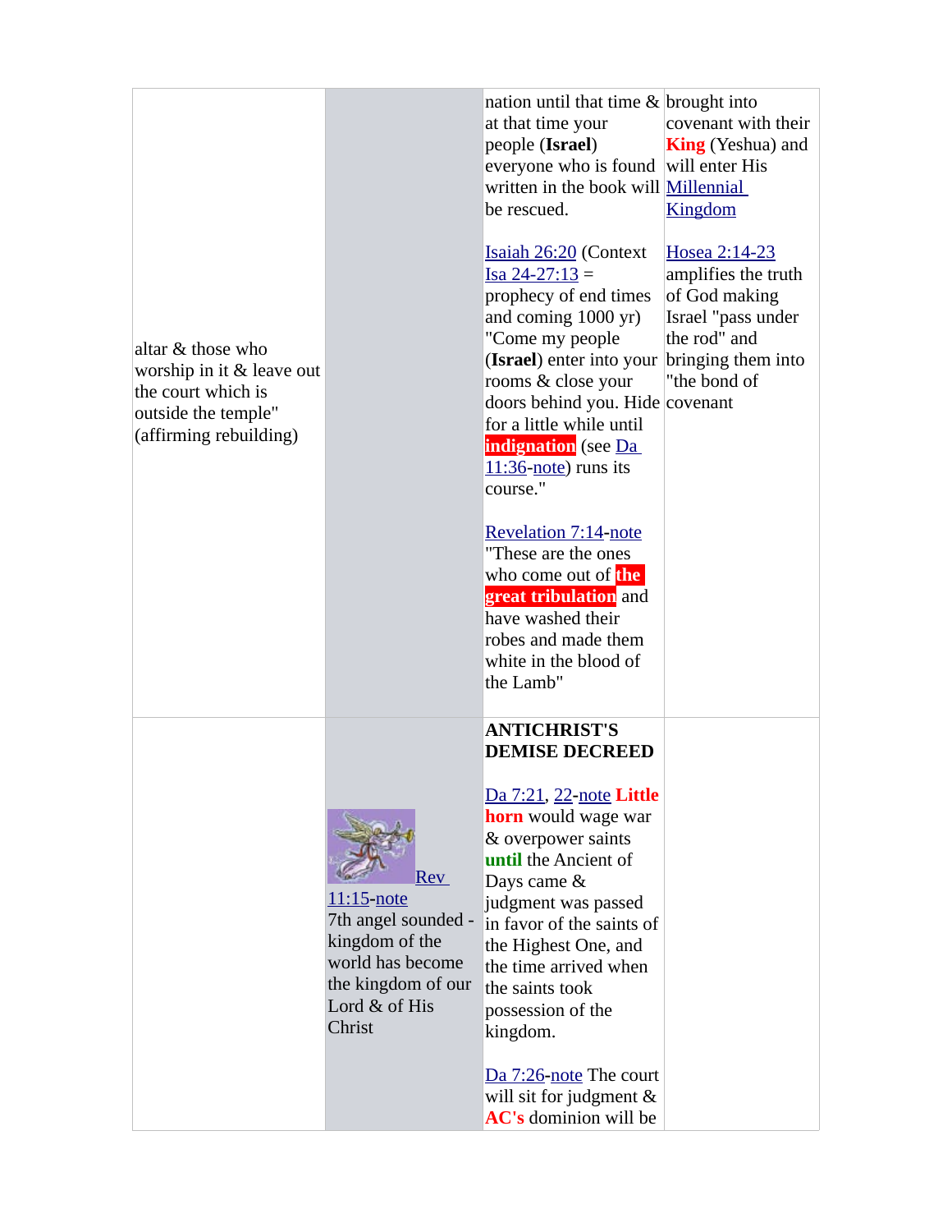| | | | |
|---|---|---|---|
| altar & those who worship in it & leave out the court which is outside the temple" (affirming rebuilding) | | nation until that time & at that time your people (**Israel**) everyone who is found written in the book will be rescued.<br><br>Isaiah 26:20 (Context Isa 24-27:13 = prophecy of end times and coming 1000 yr) "Come my people (**Israel**) enter into your rooms & close your doors behind you. Hide for a little while until **indignation** (see Da 11:36-note) runs its course."<br><br>Revelation 7:14-note "These are the ones who come out of **the great tribulation** and have washed their robes and made them white in the blood of the Lamb" | brought into covenant with their **King** (Yeshua) and will enter His Millennial Kingdom<br><br>Hosea 2:14-23 amplifies the truth of God making Israel "pass under the rod" and bringing them into "the bond of covenant |
| | Rev 11:15-note 7th angel sounded - kingdom of the world has become the kingdom of our Lord & of His Christ | **ANTICHRIST'S DEMISE DECREED**<br><br>Da 7:21, 22-note **Little horn** would wage war & overpower saints **until** the Ancient of Days came & judgment was passed in favor of the saints of the Highest One, and the time arrived when the saints took possession of the kingdom.<br><br>Da 7:26-note The court will sit for judgment & **AC's** dominion will be | |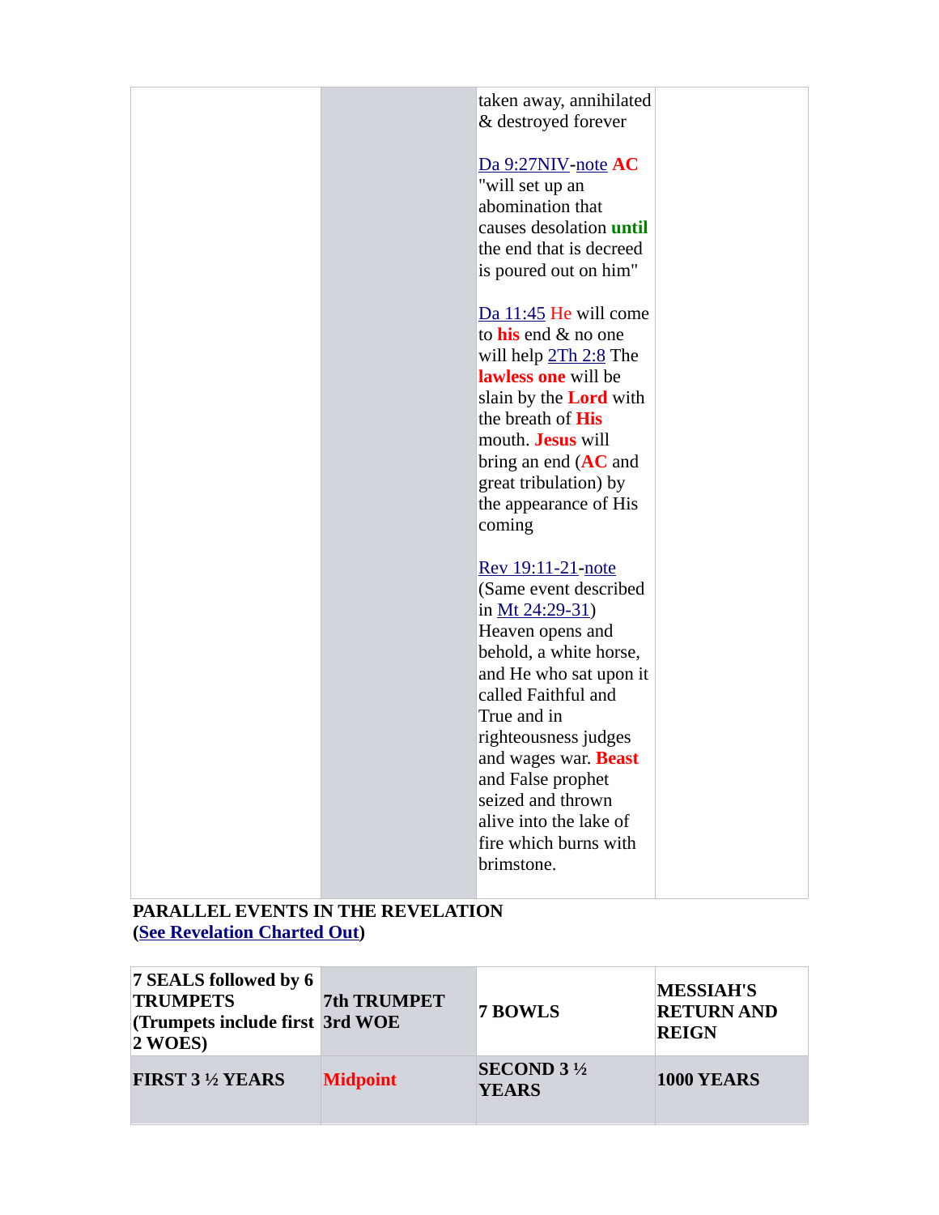| | | | |
|---|---|---|---|
| | | taken away, annihilated & destroyed forever<br><br>Da 9:27NIV-note **AC** "will set up an abomination that causes desolation **until** the end that is decreed is poured out on him"<br><br>Da 11:45 He will come to **his** end & no one will help 2Th 2:8 The **lawless one** will be slain by the **Lord** with the breath of **His** mouth. **Jesus** will bring an end (**AC** and great tribulation) by the appearance of His coming<br><br>Rev 19:11-21-note (Same event described in Mt 24:29-31) Heaven opens and behold, a white horse, and He who sat upon it called Faithful and True and in righteousness judges and wages war. **Beast** and False prophet seized and thrown alive into the lake of fire which burns with brimstone. | |

**PARALLEL EVENTS IN THE REVELATION**
**(See Revelation Charted Out)**

| **7 SEALS followed by 6 TRUMPETS (Trumpets include first 2 WOES)** | **7th TRUMPET 3rd WOE** | **7 BOWLS** | **MESSIAH'S RETURN AND REIGN** |
|---|---|---|---|
| **FIRST 3 ½ YEARS** | **Midpoint** | **SECOND 3 ½ YEARS** | **1000 YEARS** |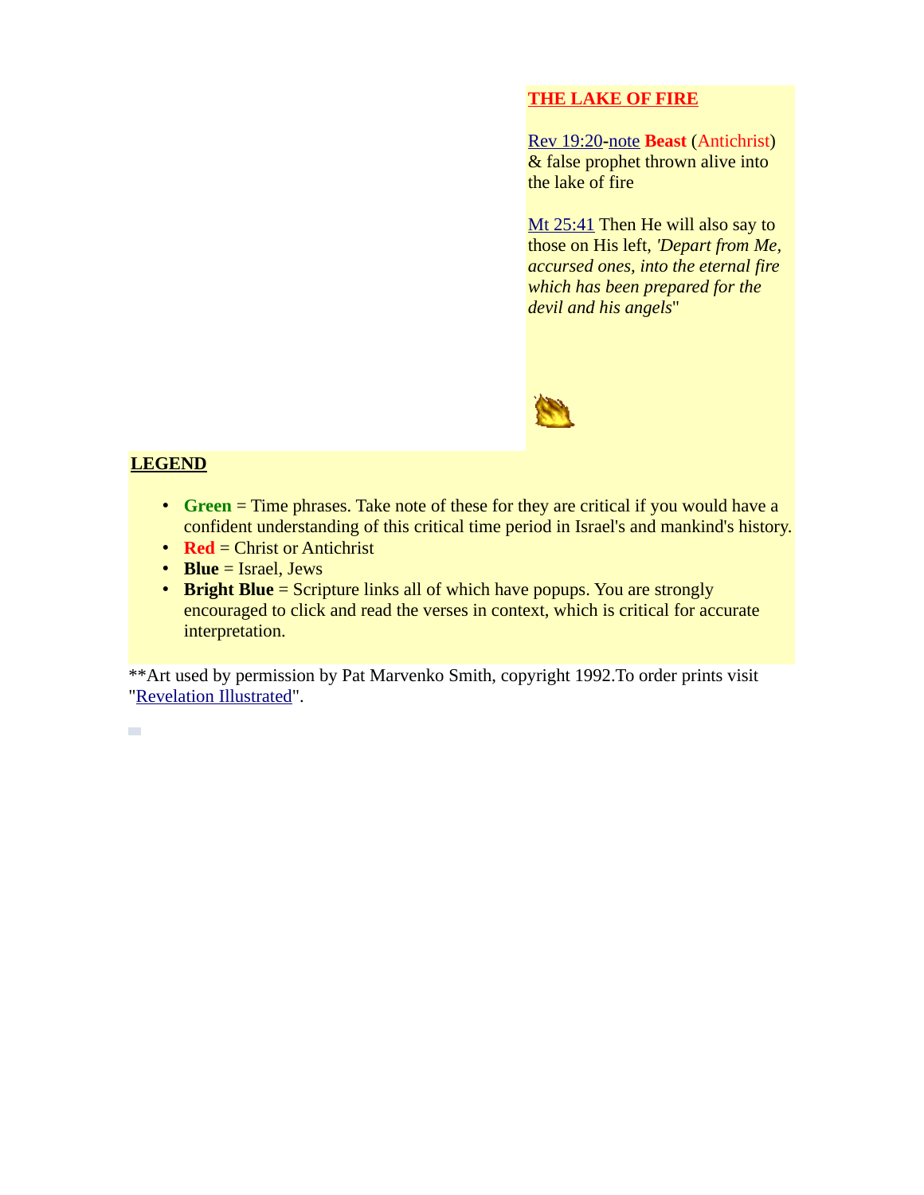**THE LAKE OF FIRE**

Rev 19:20-note **Beast** (Antichrist) & false prophet thrown alive into the lake of fire

Mt 25:41 Then He will also say to those on His left, *'Depart from Me, accursed ones, into the eternal fire which has been prepared for the devil and his angels*"

**LEGEND**

- **Green** = Time phrases. Take note of these for they are critical if you would have a confident understanding of this critical time period in Israel's and mankind's history.
- **Red** = Christ or Antichrist
- **Blue** = Israel, Jews
- **Bright Blue** = Scripture links all of which have popups. You are strongly encouraged to click and read the verses in context, which is critical for accurate interpretation.

**Art used by permission by Pat Marvenko Smith, copyright 1992.To order prints visit "Revelation Illustrated".